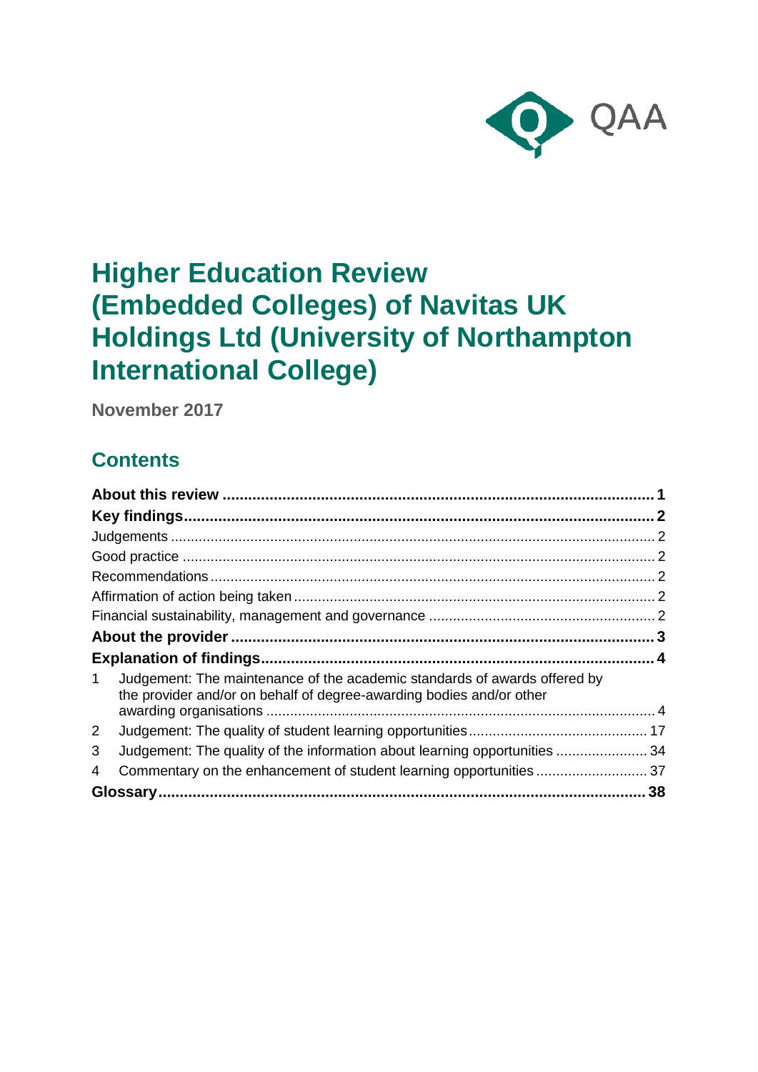QAA

# Higher Education Review (Embedded Colleges) of Navitas UK Holdings Ltd (University of Northampton International College)

**November 2017**

## Contents

**About this review** ..... **1**

**Key findings** ..... **2**

Judgements ..... 2

Good practice ..... 2

Recommendations ..... 2

Affirmation of action being taken ..... 2

Financial sustainability, management and governance ..... 2

**About the provider** ..... **3**

**Explanation of findings** ..... **4**

1 Judgement: The maintenance of the academic standards of awards offered by the provider and/or on behalf of degree-awarding bodies and/or other awarding organisations ..... 4

2 Judgement: The quality of student learning opportunities ..... 17

3 Judgement: The quality of the information about learning opportunities ..... 34

4 Commentary on the enhancement of student learning opportunities ..... 37

**Glossary** ..... **38**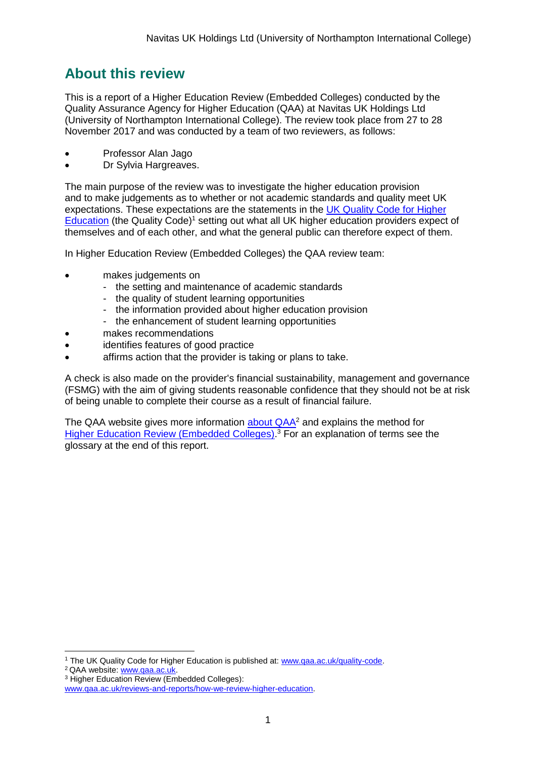## About this review

This is a report of a Higher Education Review (Embedded Colleges) conducted by the Quality Assurance Agency for Higher Education (QAA) at Navitas UK Holdings Ltd (University of Northampton International College). The review took place from 27 to 28 November 2017 and was conducted by a team of two reviewers, as follows:

- Professor Alan Jago
- Dr Sylvia Hargreaves.

The main purpose of the review was to investigate the higher education provision and to make judgements as to whether or not academic standards and quality meet UK expectations. These expectations are the statements in the UK Quality Code for Higher Education (the Quality Code)[1] setting out what all UK higher education providers expect of themselves and of each other, and what the general public can therefore expect of them.

In Higher Education Review (Embedded Colleges) the QAA review team:

- makes judgements on
  - the setting and maintenance of academic standards
  - the quality of student learning opportunities
  - the information provided about higher education provision
  - the enhancement of student learning opportunities
- makes recommendations
- identifies features of good practice
- affirms action that the provider is taking or plans to take.

A check is also made on the provider's financial sustainability, management and governance (FSMG) with the aim of giving students reasonable confidence that they should not be at risk of being unable to complete their course as a result of financial failure.

The QAA website gives more information about QAA[2] and explains the method for Higher Education Review (Embedded Colleges).[3] For an explanation of terms see the glossary at the end of this report.

---

[1] The UK Quality Code for Higher Education is published at: www.qaa.ac.uk/quality-code.

[2] QAA website: www.qaa.ac.uk.

[3] Higher Education Review (Embedded Colleges): www.qaa.ac.uk/reviews-and-reports/how-we-review-higher-education.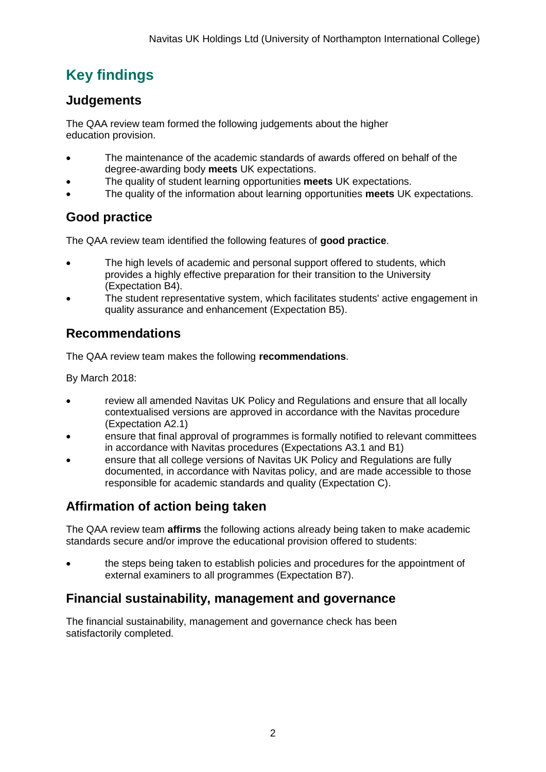## Key findings

### Judgements

The QAA review team formed the following judgements about the higher education provision.

- The maintenance of the academic standards of awards offered on behalf of the degree-awarding body **meets** UK expectations.
- The quality of student learning opportunities **meets** UK expectations.
- The quality of the information about learning opportunities **meets** UK expectations.

### Good practice

The QAA review team identified the following features of **good practice**.

- The high levels of academic and personal support offered to students, which provides a highly effective preparation for their transition to the University (Expectation B4).
- The student representative system, which facilitates students' active engagement in quality assurance and enhancement (Expectation B5).

### Recommendations

The QAA review team makes the following **recommendations**.

By March 2018:

- review all amended Navitas UK Policy and Regulations and ensure that all locally contextualised versions are approved in accordance with the Navitas procedure (Expectation A2.1)
- ensure that final approval of programmes is formally notified to relevant committees in accordance with Navitas procedures (Expectations A3.1 and B1)
- ensure that all college versions of Navitas UK Policy and Regulations are fully documented, in accordance with Navitas policy, and are made accessible to those responsible for academic standards and quality (Expectation C).

### Affirmation of action being taken

The QAA review team **affirms** the following actions already being taken to make academic standards secure and/or improve the educational provision offered to students:

- the steps being taken to establish policies and procedures for the appointment of external examiners to all programmes (Expectation B7).

### Financial sustainability, management and governance

The financial sustainability, management and governance check has been satisfactorily completed.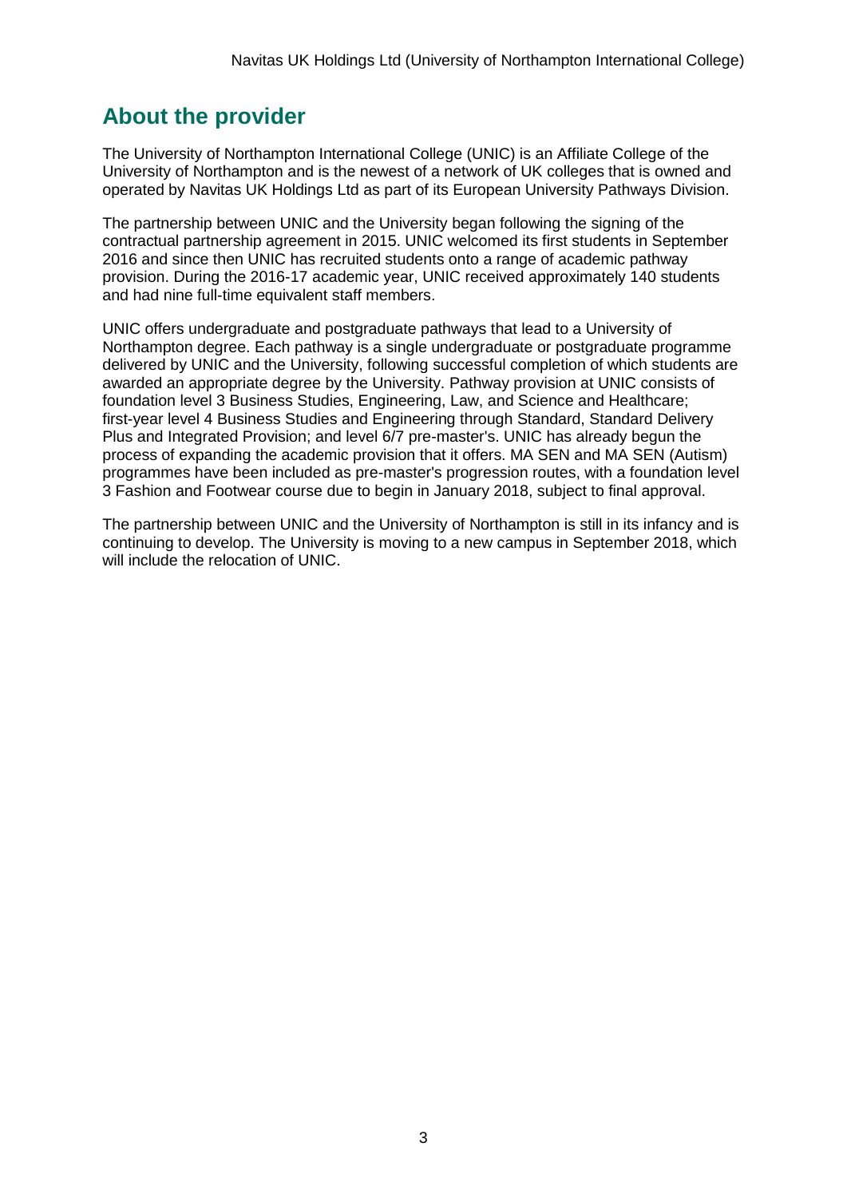## About the provider

The University of Northampton International College (UNIC) is an Affiliate College of the University of Northampton and is the newest of a network of UK colleges that is owned and operated by Navitas UK Holdings Ltd as part of its European University Pathways Division.

The partnership between UNIC and the University began following the signing of the contractual partnership agreement in 2015. UNIC welcomed its first students in September 2016 and since then UNIC has recruited students onto a range of academic pathway provision. During the 2016-17 academic year, UNIC received approximately 140 students and had nine full-time equivalent staff members.

UNIC offers undergraduate and postgraduate pathways that lead to a University of Northampton degree. Each pathway is a single undergraduate or postgraduate programme delivered by UNIC and the University, following successful completion of which students are awarded an appropriate degree by the University. Pathway provision at UNIC consists of foundation level 3 Business Studies, Engineering, Law, and Science and Healthcare; first-year level 4 Business Studies and Engineering through Standard, Standard Delivery Plus and Integrated Provision; and level 6/7 pre-master's. UNIC has already begun the process of expanding the academic provision that it offers. MA SEN and MA SEN (Autism) programmes have been included as pre-master's progression routes, with a foundation level 3 Fashion and Footwear course due to begin in January 2018, subject to final approval.

The partnership between UNIC and the University of Northampton is still in its infancy and is continuing to develop. The University is moving to a new campus in September 2018, which will include the relocation of UNIC.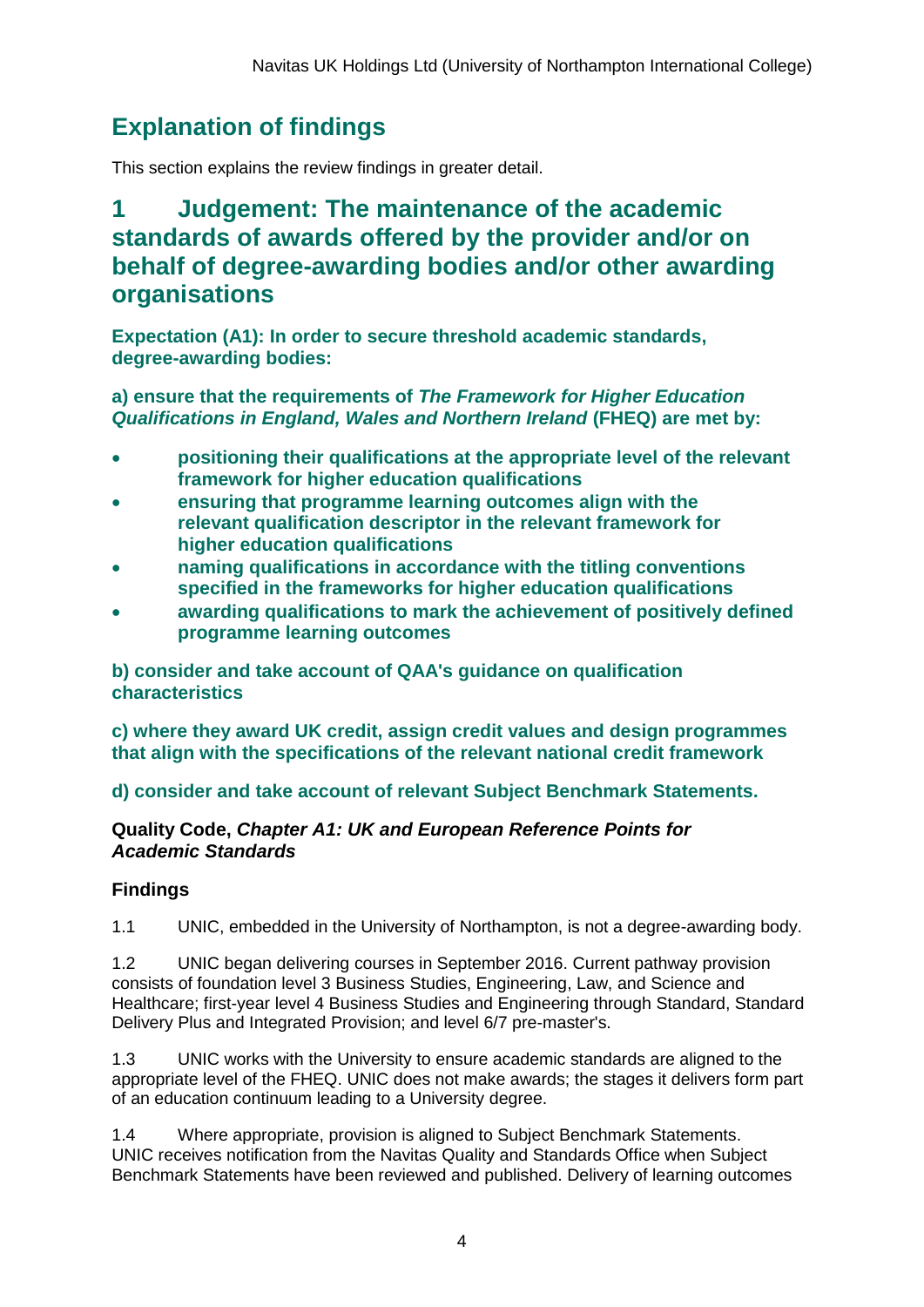## Explanation of findings

This section explains the review findings in greater detail.

## 1 Judgement: The maintenance of the academic standards of awards offered by the provider and/or on behalf of degree-awarding bodies and/or other awarding organisations

**Expectation (A1): In order to secure threshold academic standards, degree-awarding bodies:**

**a) ensure that the requirements of *The Framework for Higher Education Qualifications in England, Wales and Northern Ireland* (FHEQ) are met by:**

- **positioning their qualifications at the appropriate level of the relevant framework for higher education qualifications**
- **ensuring that programme learning outcomes align with the relevant qualification descriptor in the relevant framework for higher education qualifications**
- **naming qualifications in accordance with the titling conventions specified in the frameworks for higher education qualifications**
- **awarding qualifications to mark the achievement of positively defined programme learning outcomes**

**b) consider and take account of QAA's guidance on qualification characteristics**

**c) where they award UK credit, assign credit values and design programmes that align with the specifications of the relevant national credit framework**

**d) consider and take account of relevant Subject Benchmark Statements.**

**Quality Code, *Chapter A1: UK and European Reference Points for Academic Standards***

### Findings

1.1 UNIC, embedded in the University of Northampton, is not a degree-awarding body.

1.2 UNIC began delivering courses in September 2016. Current pathway provision consists of foundation level 3 Business Studies, Engineering, Law, and Science and Healthcare; first-year level 4 Business Studies and Engineering through Standard, Standard Delivery Plus and Integrated Provision; and level 6/7 pre-master's.

1.3 UNIC works with the University to ensure academic standards are aligned to the appropriate level of the FHEQ. UNIC does not make awards; the stages it delivers form part of an education continuum leading to a University degree.

1.4 Where appropriate, provision is aligned to Subject Benchmark Statements. UNIC receives notification from the Navitas Quality and Standards Office when Subject Benchmark Statements have been reviewed and published. Delivery of learning outcomes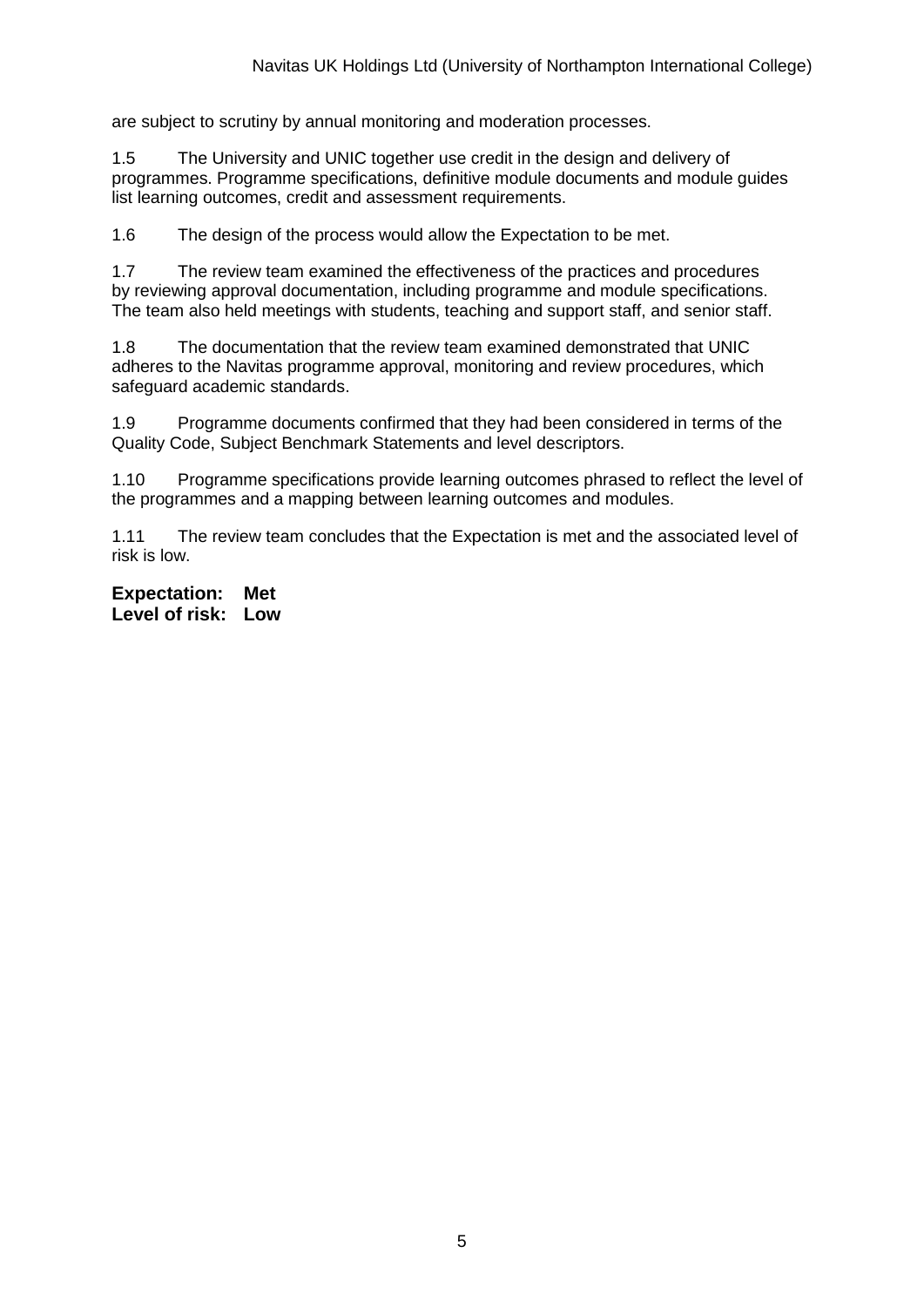are subject to scrutiny by annual monitoring and moderation processes.

1.5 The University and UNIC together use credit in the design and delivery of programmes. Programme specifications, definitive module documents and module guides list learning outcomes, credit and assessment requirements.

1.6 The design of the process would allow the Expectation to be met.

1.7 The review team examined the effectiveness of the practices and procedures by reviewing approval documentation, including programme and module specifications. The team also held meetings with students, teaching and support staff, and senior staff.

1.8 The documentation that the review team examined demonstrated that UNIC adheres to the Navitas programme approval, monitoring and review procedures, which safeguard academic standards.

1.9 Programme documents confirmed that they had been considered in terms of the Quality Code, Subject Benchmark Statements and level descriptors.

1.10 Programme specifications provide learning outcomes phrased to reflect the level of the programmes and a mapping between learning outcomes and modules.

1.11 The review team concludes that the Expectation is met and the associated level of risk is low.

**Expectation: Met**
**Level of risk: Low**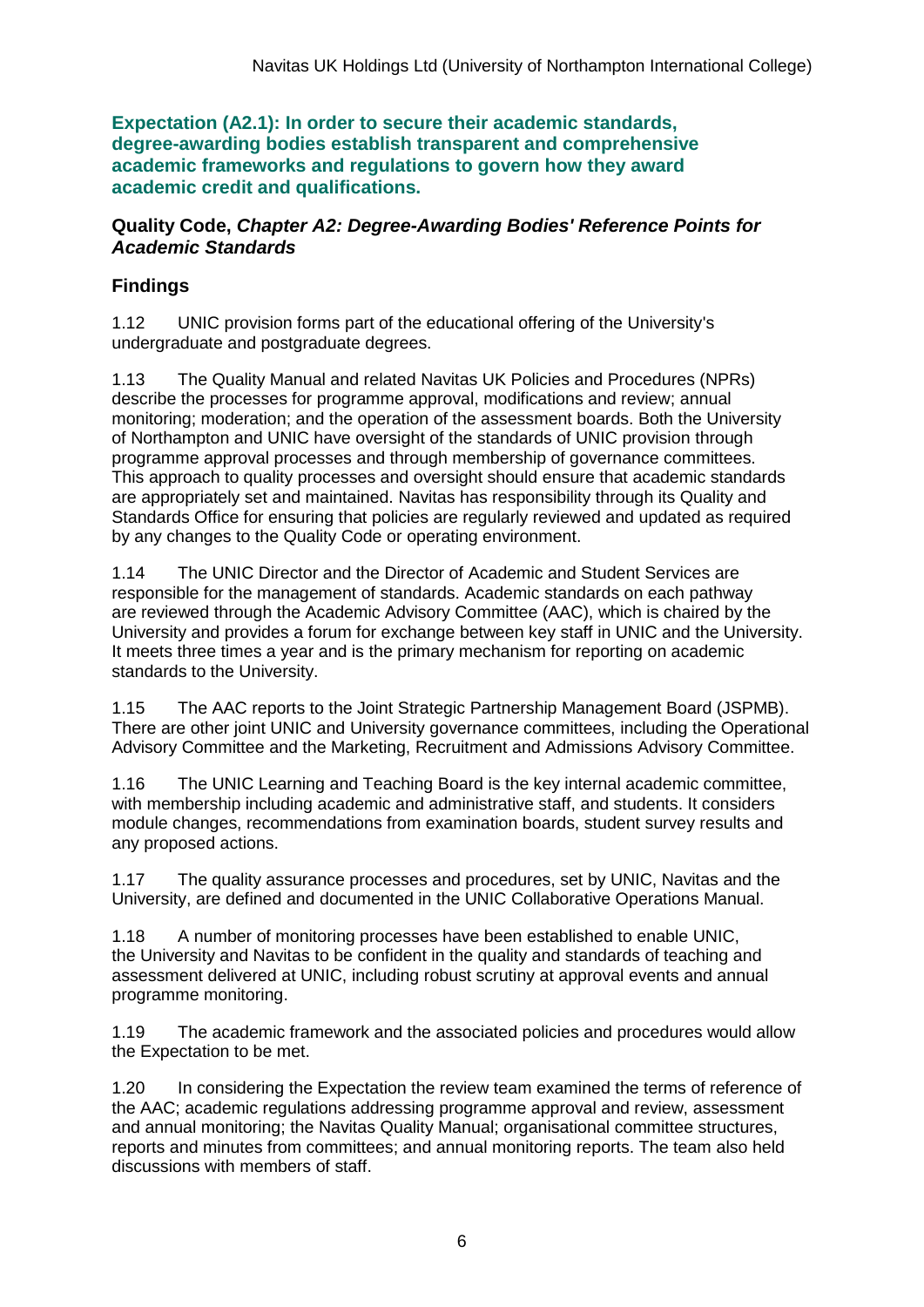**Expectation (A2.1): In order to secure their academic standards, degree-awarding bodies establish transparent and comprehensive academic frameworks and regulations to govern how they award academic credit and qualifications.**

**Quality Code, *Chapter A2: Degree-Awarding Bodies' Reference Points for Academic Standards***

## Findings

1.12 UNIC provision forms part of the educational offering of the University's undergraduate and postgraduate degrees.

1.13 The Quality Manual and related Navitas UK Policies and Procedures (NPRs) describe the processes for programme approval, modifications and review; annual monitoring; moderation; and the operation of the assessment boards. Both the University of Northampton and UNIC have oversight of the standards of UNIC provision through programme approval processes and through membership of governance committees. This approach to quality processes and oversight should ensure that academic standards are appropriately set and maintained. Navitas has responsibility through its Quality and Standards Office for ensuring that policies are regularly reviewed and updated as required by any changes to the Quality Code or operating environment.

1.14 The UNIC Director and the Director of Academic and Student Services are responsible for the management of standards. Academic standards on each pathway are reviewed through the Academic Advisory Committee (AAC), which is chaired by the University and provides a forum for exchange between key staff in UNIC and the University. It meets three times a year and is the primary mechanism for reporting on academic standards to the University.

1.15 The AAC reports to the Joint Strategic Partnership Management Board (JSPMB). There are other joint UNIC and University governance committees, including the Operational Advisory Committee and the Marketing, Recruitment and Admissions Advisory Committee.

1.16 The UNIC Learning and Teaching Board is the key internal academic committee, with membership including academic and administrative staff, and students. It considers module changes, recommendations from examination boards, student survey results and any proposed actions.

1.17 The quality assurance processes and procedures, set by UNIC, Navitas and the University, are defined and documented in the UNIC Collaborative Operations Manual.

1.18 A number of monitoring processes have been established to enable UNIC, the University and Navitas to be confident in the quality and standards of teaching and assessment delivered at UNIC, including robust scrutiny at approval events and annual programme monitoring.

1.19 The academic framework and the associated policies and procedures would allow the Expectation to be met.

1.20 In considering the Expectation the review team examined the terms of reference of the AAC; academic regulations addressing programme approval and review, assessment and annual monitoring; the Navitas Quality Manual; organisational committee structures, reports and minutes from committees; and annual monitoring reports. The team also held discussions with members of staff.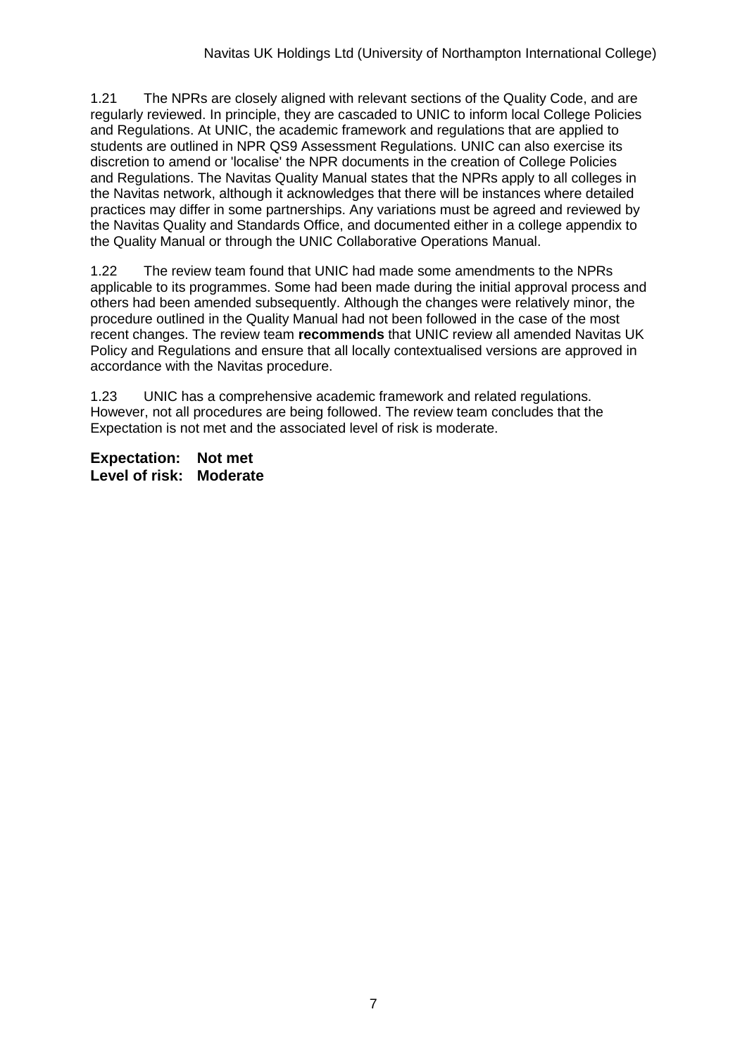1.21 The NPRs are closely aligned with relevant sections of the Quality Code, and are regularly reviewed. In principle, they are cascaded to UNIC to inform local College Policies and Regulations. At UNIC, the academic framework and regulations that are applied to students are outlined in NPR QS9 Assessment Regulations. UNIC can also exercise its discretion to amend or 'localise' the NPR documents in the creation of College Policies and Regulations. The Navitas Quality Manual states that the NPRs apply to all colleges in the Navitas network, although it acknowledges that there will be instances where detailed practices may differ in some partnerships. Any variations must be agreed and reviewed by the Navitas Quality and Standards Office, and documented either in a college appendix to the Quality Manual or through the UNIC Collaborative Operations Manual.

1.22 The review team found that UNIC had made some amendments to the NPRs applicable to its programmes. Some had been made during the initial approval process and others had been amended subsequently. Although the changes were relatively minor, the procedure outlined in the Quality Manual had not been followed in the case of the most recent changes. The review team **recommends** that UNIC review all amended Navitas UK Policy and Regulations and ensure that all locally contextualised versions are approved in accordance with the Navitas procedure.

1.23 UNIC has a comprehensive academic framework and related regulations. However, not all procedures are being followed. The review team concludes that the Expectation is not met and the associated level of risk is moderate.

**Expectation: Not met**
**Level of risk: Moderate**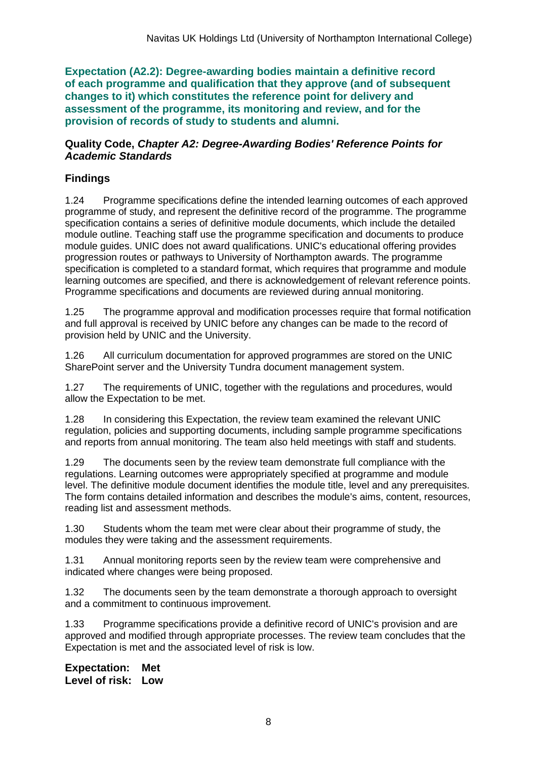**Expectation (A2.2): Degree-awarding bodies maintain a definitive record of each programme and qualification that they approve (and of subsequent changes to it) which constitutes the reference point for delivery and assessment of the programme, its monitoring and review, and for the provision of records of study to students and alumni.**

**Quality Code, *Chapter A2: Degree-Awarding Bodies' Reference Points for Academic Standards***

### Findings

1.24 Programme specifications define the intended learning outcomes of each approved programme of study, and represent the definitive record of the programme. The programme specification contains a series of definitive module documents, which include the detailed module outline. Teaching staff use the programme specification and documents to produce module guides. UNIC does not award qualifications. UNIC's educational offering provides progression routes or pathways to University of Northampton awards. The programme specification is completed to a standard format, which requires that programme and module learning outcomes are specified, and there is acknowledgement of relevant reference points. Programme specifications and documents are reviewed during annual monitoring.

1.25 The programme approval and modification processes require that formal notification and full approval is received by UNIC before any changes can be made to the record of provision held by UNIC and the University.

1.26 All curriculum documentation for approved programmes are stored on the UNIC SharePoint server and the University Tundra document management system.

1.27 The requirements of UNIC, together with the regulations and procedures, would allow the Expectation to be met.

1.28 In considering this Expectation, the review team examined the relevant UNIC regulation, policies and supporting documents, including sample programme specifications and reports from annual monitoring. The team also held meetings with staff and students.

1.29 The documents seen by the review team demonstrate full compliance with the regulations. Learning outcomes were appropriately specified at programme and module level. The definitive module document identifies the module title, level and any prerequisites. The form contains detailed information and describes the module's aims, content, resources, reading list and assessment methods.

1.30 Students whom the team met were clear about their programme of study, the modules they were taking and the assessment requirements.

1.31 Annual monitoring reports seen by the review team were comprehensive and indicated where changes were being proposed.

1.32 The documents seen by the team demonstrate a thorough approach to oversight and a commitment to continuous improvement.

1.33 Programme specifications provide a definitive record of UNIC's provision and are approved and modified through appropriate processes. The review team concludes that the Expectation is met and the associated level of risk is low.

**Expectation: Met**
**Level of risk: Low**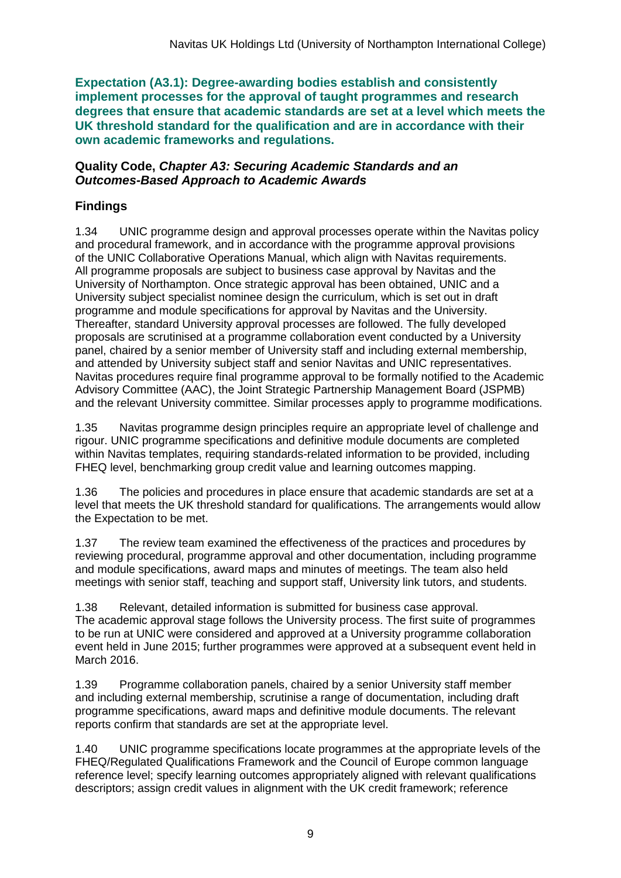**Expectation (A3.1): Degree-awarding bodies establish and consistently implement processes for the approval of taught programmes and research degrees that ensure that academic standards are set at a level which meets the UK threshold standard for the qualification and are in accordance with their own academic frameworks and regulations.**

**Quality Code, *Chapter A3: Securing Academic Standards and an Outcomes-Based Approach to Academic Awards***

## Findings

1.34 UNIC programme design and approval processes operate within the Navitas policy and procedural framework, and in accordance with the programme approval provisions of the UNIC Collaborative Operations Manual, which align with Navitas requirements. All programme proposals are subject to business case approval by Navitas and the University of Northampton. Once strategic approval has been obtained, UNIC and a University subject specialist nominee design the curriculum, which is set out in draft programme and module specifications for approval by Navitas and the University. Thereafter, standard University approval processes are followed. The fully developed proposals are scrutinised at a programme collaboration event conducted by a University panel, chaired by a senior member of University staff and including external membership, and attended by University subject staff and senior Navitas and UNIC representatives. Navitas procedures require final programme approval to be formally notified to the Academic Advisory Committee (AAC), the Joint Strategic Partnership Management Board (JSPMB) and the relevant University committee. Similar processes apply to programme modifications.

1.35 Navitas programme design principles require an appropriate level of challenge and rigour. UNIC programme specifications and definitive module documents are completed within Navitas templates, requiring standards-related information to be provided, including FHEQ level, benchmarking group credit value and learning outcomes mapping.

1.36 The policies and procedures in place ensure that academic standards are set at a level that meets the UK threshold standard for qualifications. The arrangements would allow the Expectation to be met.

1.37 The review team examined the effectiveness of the practices and procedures by reviewing procedural, programme approval and other documentation, including programme and module specifications, award maps and minutes of meetings. The team also held meetings with senior staff, teaching and support staff, University link tutors, and students.

1.38 Relevant, detailed information is submitted for business case approval. The academic approval stage follows the University process. The first suite of programmes to be run at UNIC were considered and approved at a University programme collaboration event held in June 2015; further programmes were approved at a subsequent event held in March 2016.

1.39 Programme collaboration panels, chaired by a senior University staff member and including external membership, scrutinise a range of documentation, including draft programme specifications, award maps and definitive module documents. The relevant reports confirm that standards are set at the appropriate level.

1.40 UNIC programme specifications locate programmes at the appropriate levels of the FHEQ/Regulated Qualifications Framework and the Council of Europe common language reference level; specify learning outcomes appropriately aligned with relevant qualifications descriptors; assign credit values in alignment with the UK credit framework; reference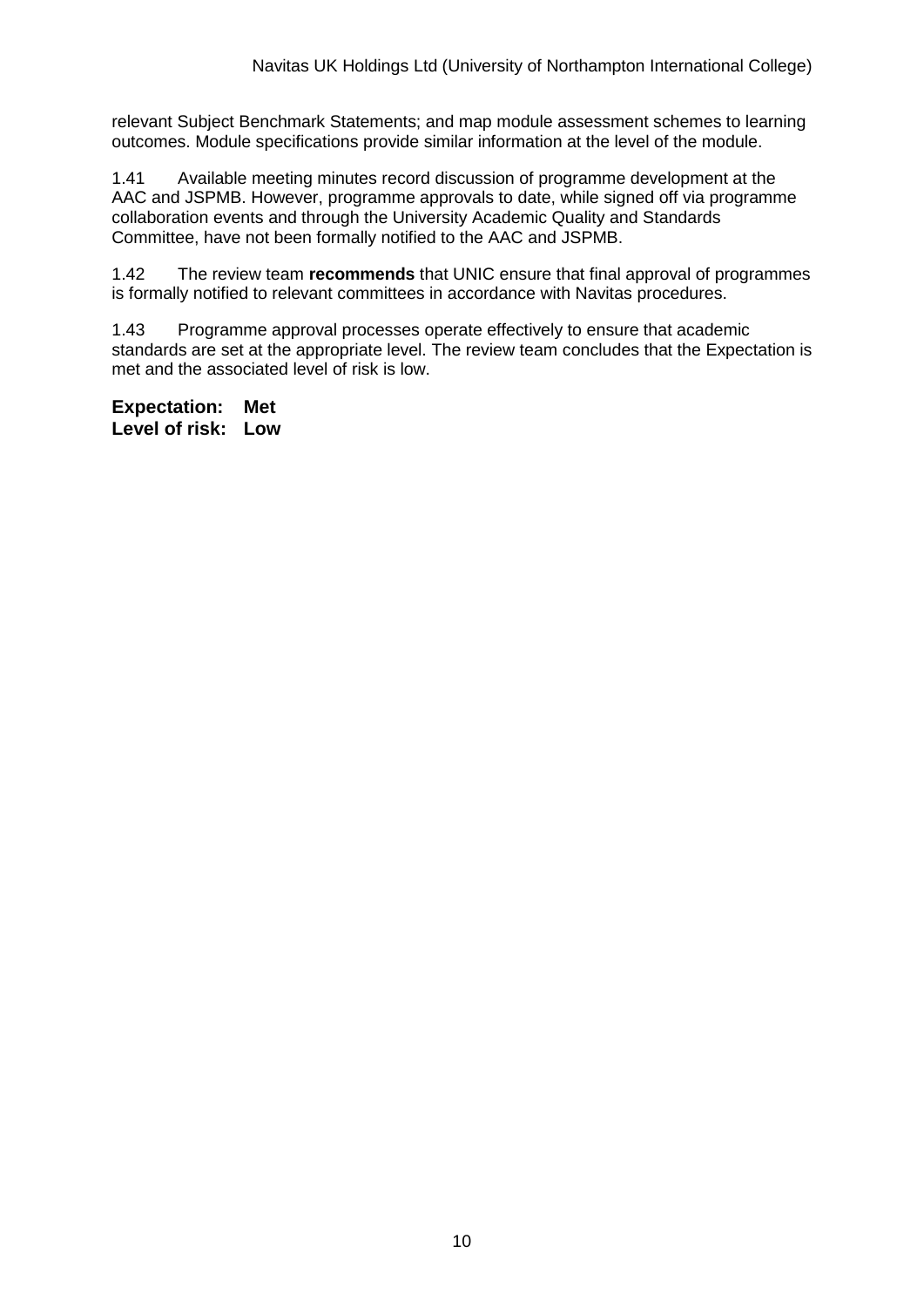relevant Subject Benchmark Statements; and map module assessment schemes to learning outcomes. Module specifications provide similar information at the level of the module.

1.41 Available meeting minutes record discussion of programme development at the AAC and JSPMB. However, programme approvals to date, while signed off via programme collaboration events and through the University Academic Quality and Standards Committee, have not been formally notified to the AAC and JSPMB.

1.42 The review team **recommends** that UNIC ensure that final approval of programmes is formally notified to relevant committees in accordance with Navitas procedures.

1.43 Programme approval processes operate effectively to ensure that academic standards are set at the appropriate level. The review team concludes that the Expectation is met and the associated level of risk is low.

**Expectation: Met**
**Level of risk: Low**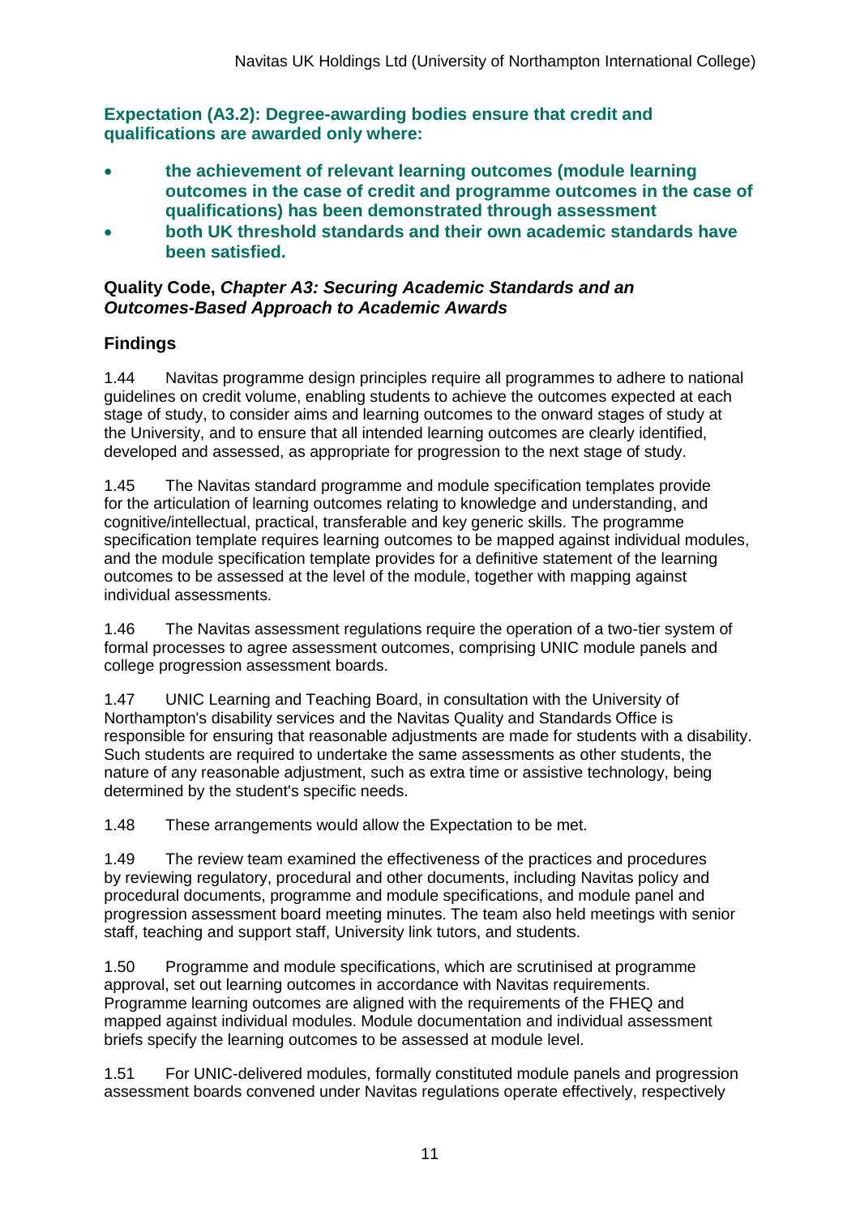**Expectation (A3.2): Degree-awarding bodies ensure that credit and qualifications are awarded only where:**

- **the achievement of relevant learning outcomes (module learning outcomes in the case of credit and programme outcomes in the case of qualifications) has been demonstrated through assessment**
- **both UK threshold standards and their own academic standards have been satisfied.**

**Quality Code, *Chapter A3: Securing Academic Standards and an Outcomes-Based Approach to Academic Awards***

### Findings

1.44 Navitas programme design principles require all programmes to adhere to national guidelines on credit volume, enabling students to achieve the outcomes expected at each stage of study, to consider aims and learning outcomes to the onward stages of study at the University, and to ensure that all intended learning outcomes are clearly identified, developed and assessed, as appropriate for progression to the next stage of study.

1.45 The Navitas standard programme and module specification templates provide for the articulation of learning outcomes relating to knowledge and understanding, and cognitive/intellectual, practical, transferable and key generic skills. The programme specification template requires learning outcomes to be mapped against individual modules, and the module specification template provides for a definitive statement of the learning outcomes to be assessed at the level of the module, together with mapping against individual assessments.

1.46 The Navitas assessment regulations require the operation of a two-tier system of formal processes to agree assessment outcomes, comprising UNIC module panels and college progression assessment boards.

1.47 UNIC Learning and Teaching Board, in consultation with the University of Northampton's disability services and the Navitas Quality and Standards Office is responsible for ensuring that reasonable adjustments are made for students with a disability. Such students are required to undertake the same assessments as other students, the nature of any reasonable adjustment, such as extra time or assistive technology, being determined by the student's specific needs.

1.48 These arrangements would allow the Expectation to be met.

1.49 The review team examined the effectiveness of the practices and procedures by reviewing regulatory, procedural and other documents, including Navitas policy and procedural documents, programme and module specifications, and module panel and progression assessment board meeting minutes. The team also held meetings with senior staff, teaching and support staff, University link tutors, and students.

1.50 Programme and module specifications, which are scrutinised at programme approval, set out learning outcomes in accordance with Navitas requirements. Programme learning outcomes are aligned with the requirements of the FHEQ and mapped against individual modules. Module documentation and individual assessment briefs specify the learning outcomes to be assessed at module level.

1.51 For UNIC-delivered modules, formally constituted module panels and progression assessment boards convened under Navitas regulations operate effectively, respectively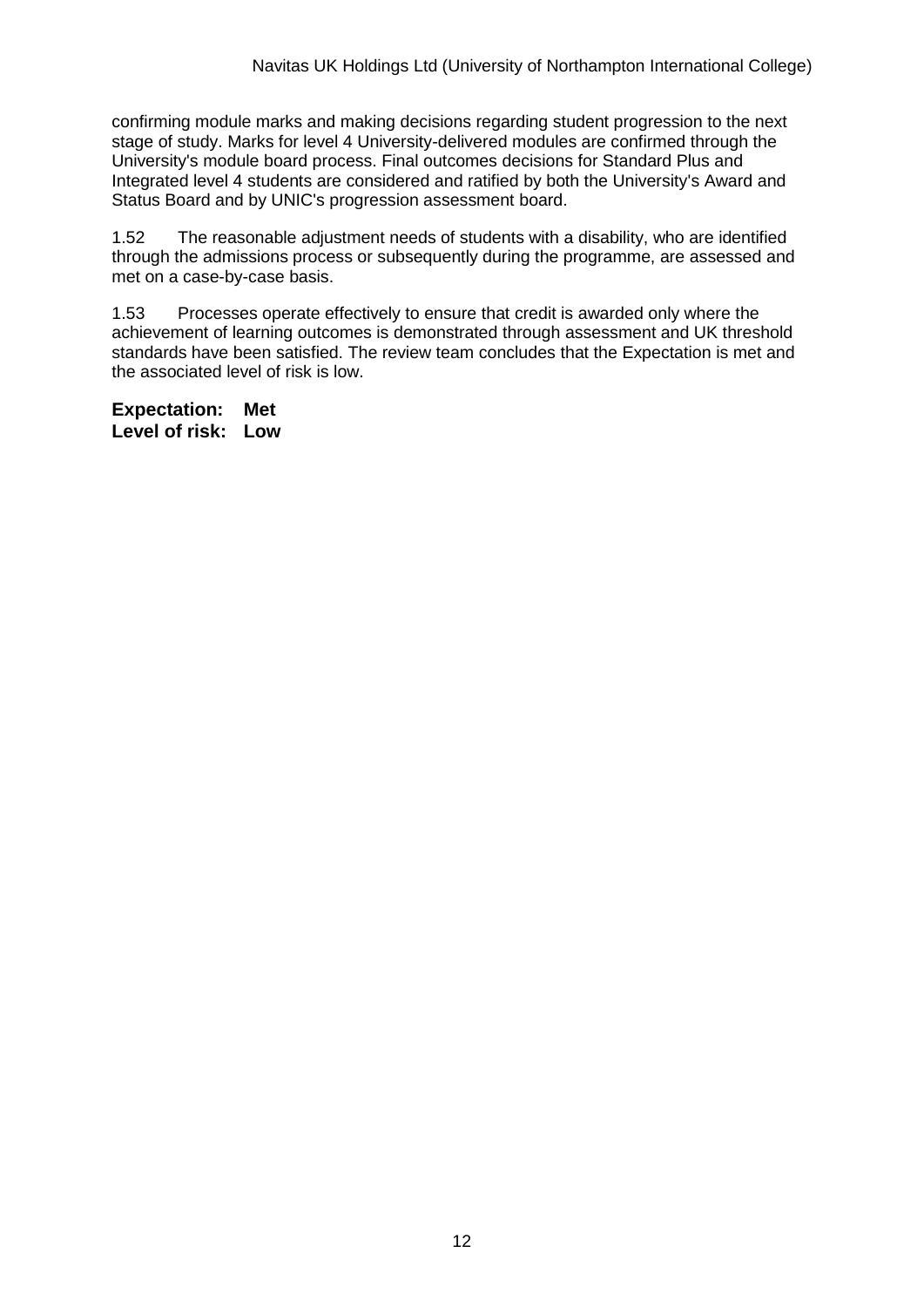confirming module marks and making decisions regarding student progression to the next stage of study. Marks for level 4 University-delivered modules are confirmed through the University's module board process. Final outcomes decisions for Standard Plus and Integrated level 4 students are considered and ratified by both the University's Award and Status Board and by UNIC's progression assessment board.

1.52 The reasonable adjustment needs of students with a disability, who are identified through the admissions process or subsequently during the programme, are assessed and met on a case-by-case basis.

1.53 Processes operate effectively to ensure that credit is awarded only where the achievement of learning outcomes is demonstrated through assessment and UK threshold standards have been satisfied. The review team concludes that the Expectation is met and the associated level of risk is low.

**Expectation: Met**
**Level of risk: Low**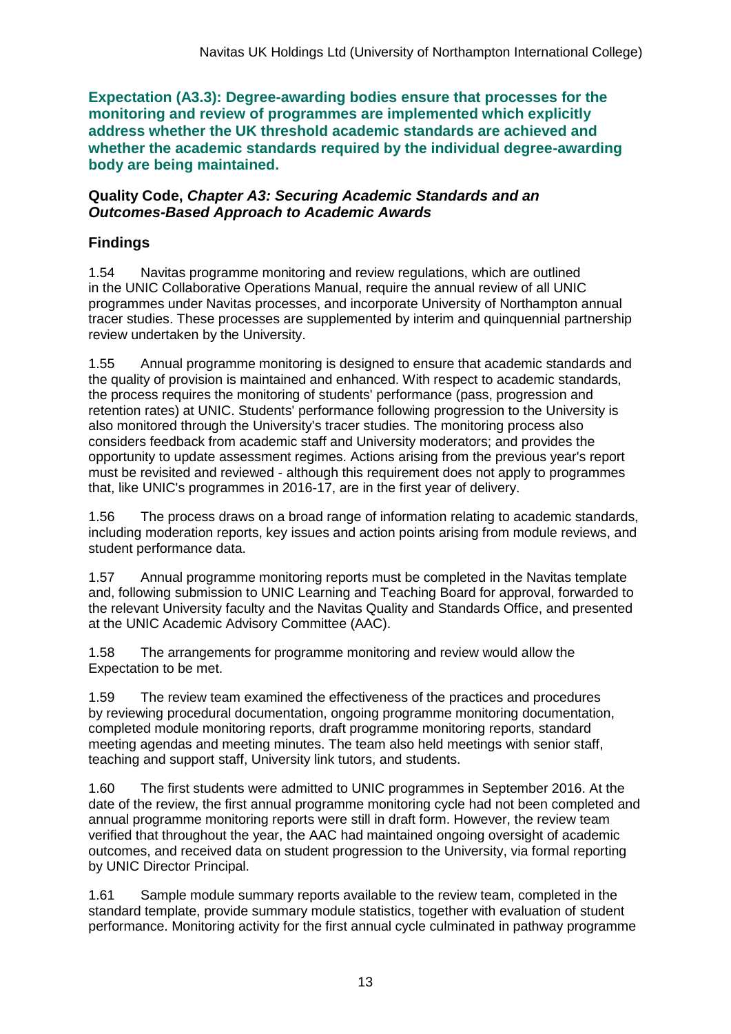**Expectation (A3.3): Degree-awarding bodies ensure that processes for the monitoring and review of programmes are implemented which explicitly address whether the UK threshold academic standards are achieved and whether the academic standards required by the individual degree-awarding body are being maintained.**

**Quality Code, *Chapter A3: Securing Academic Standards and an Outcomes-Based Approach to Academic Awards***

### Findings

1.54 Navitas programme monitoring and review regulations, which are outlined in the UNIC Collaborative Operations Manual, require the annual review of all UNIC programmes under Navitas processes, and incorporate University of Northampton annual tracer studies. These processes are supplemented by interim and quinquennial partnership review undertaken by the University.

1.55 Annual programme monitoring is designed to ensure that academic standards and the quality of provision is maintained and enhanced. With respect to academic standards, the process requires the monitoring of students' performance (pass, progression and retention rates) at UNIC. Students' performance following progression to the University is also monitored through the University's tracer studies. The monitoring process also considers feedback from academic staff and University moderators; and provides the opportunity to update assessment regimes. Actions arising from the previous year's report must be revisited and reviewed - although this requirement does not apply to programmes that, like UNIC's programmes in 2016-17, are in the first year of delivery.

1.56 The process draws on a broad range of information relating to academic standards, including moderation reports, key issues and action points arising from module reviews, and student performance data.

1.57 Annual programme monitoring reports must be completed in the Navitas template and, following submission to UNIC Learning and Teaching Board for approval, forwarded to the relevant University faculty and the Navitas Quality and Standards Office, and presented at the UNIC Academic Advisory Committee (AAC).

1.58 The arrangements for programme monitoring and review would allow the Expectation to be met.

1.59 The review team examined the effectiveness of the practices and procedures by reviewing procedural documentation, ongoing programme monitoring documentation, completed module monitoring reports, draft programme monitoring reports, standard meeting agendas and meeting minutes. The team also held meetings with senior staff, teaching and support staff, University link tutors, and students.

1.60 The first students were admitted to UNIC programmes in September 2016. At the date of the review, the first annual programme monitoring cycle had not been completed and annual programme monitoring reports were still in draft form. However, the review team verified that throughout the year, the AAC had maintained ongoing oversight of academic outcomes, and received data on student progression to the University, via formal reporting by UNIC Director Principal.

1.61 Sample module summary reports available to the review team, completed in the standard template, provide summary module statistics, together with evaluation of student performance. Monitoring activity for the first annual cycle culminated in pathway programme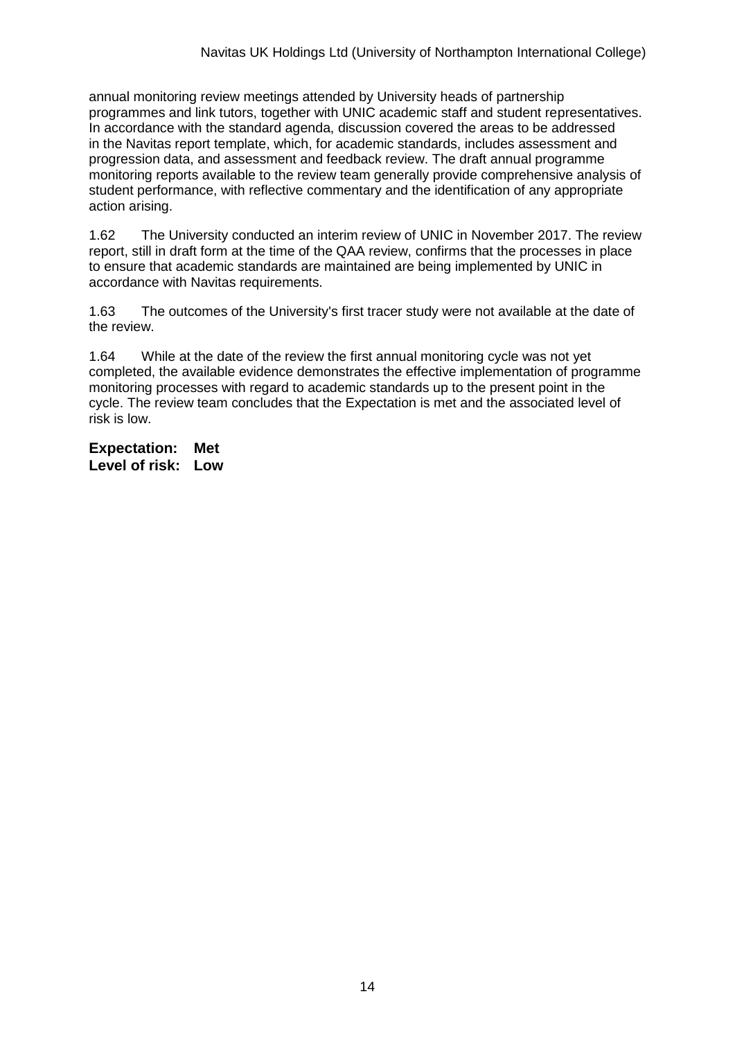annual monitoring review meetings attended by University heads of partnership programmes and link tutors, together with UNIC academic staff and student representatives. In accordance with the standard agenda, discussion covered the areas to be addressed in the Navitas report template, which, for academic standards, includes assessment and progression data, and assessment and feedback review. The draft annual programme monitoring reports available to the review team generally provide comprehensive analysis of student performance, with reflective commentary and the identification of any appropriate action arising.

1.62 The University conducted an interim review of UNIC in November 2017. The review report, still in draft form at the time of the QAA review, confirms that the processes in place to ensure that academic standards are maintained are being implemented by UNIC in accordance with Navitas requirements.

1.63 The outcomes of the University's first tracer study were not available at the date of the review.

1.64 While at the date of the review the first annual monitoring cycle was not yet completed, the available evidence demonstrates the effective implementation of programme monitoring processes with regard to academic standards up to the present point in the cycle. The review team concludes that the Expectation is met and the associated level of risk is low.

**Expectation: Met**
**Level of risk: Low**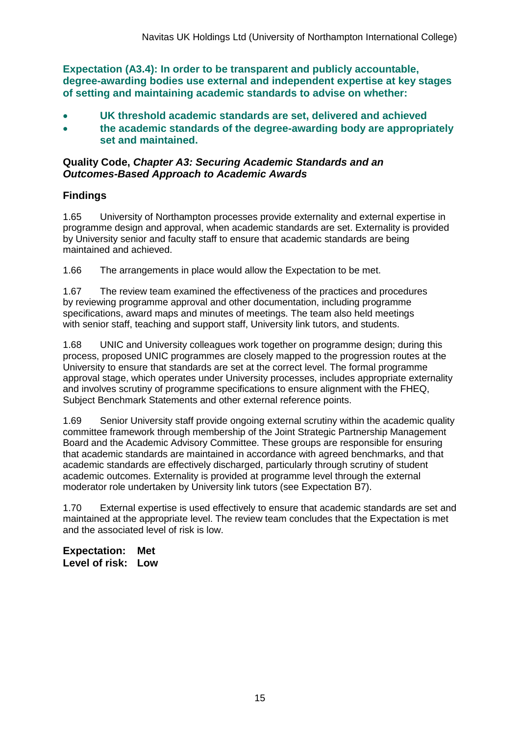**Expectation (A3.4): In order to be transparent and publicly accountable, degree-awarding bodies use external and independent expertise at key stages of setting and maintaining academic standards to advise on whether:**

- **UK threshold academic standards are set, delivered and achieved**
- **the academic standards of the degree-awarding body are appropriately set and maintained.**

**Quality Code, *Chapter A3: Securing Academic Standards and an Outcomes-Based Approach to Academic Awards***

## Findings

1.65 University of Northampton processes provide externality and external expertise in programme design and approval, when academic standards are set. Externality is provided by University senior and faculty staff to ensure that academic standards are being maintained and achieved.

1.66 The arrangements in place would allow the Expectation to be met.

1.67 The review team examined the effectiveness of the practices and procedures by reviewing programme approval and other documentation, including programme specifications, award maps and minutes of meetings. The team also held meetings with senior staff, teaching and support staff, University link tutors, and students.

1.68 UNIC and University colleagues work together on programme design; during this process, proposed UNIC programmes are closely mapped to the progression routes at the University to ensure that standards are set at the correct level. The formal programme approval stage, which operates under University processes, includes appropriate externality and involves scrutiny of programme specifications to ensure alignment with the FHEQ, Subject Benchmark Statements and other external reference points.

1.69 Senior University staff provide ongoing external scrutiny within the academic quality committee framework through membership of the Joint Strategic Partnership Management Board and the Academic Advisory Committee. These groups are responsible for ensuring that academic standards are maintained in accordance with agreed benchmarks, and that academic standards are effectively discharged, particularly through scrutiny of student academic outcomes. Externality is provided at programme level through the external moderator role undertaken by University link tutors (see Expectation B7).

1.70 External expertise is used effectively to ensure that academic standards are set and maintained at the appropriate level. The review team concludes that the Expectation is met and the associated level of risk is low.

**Expectation: Met**
**Level of risk: Low**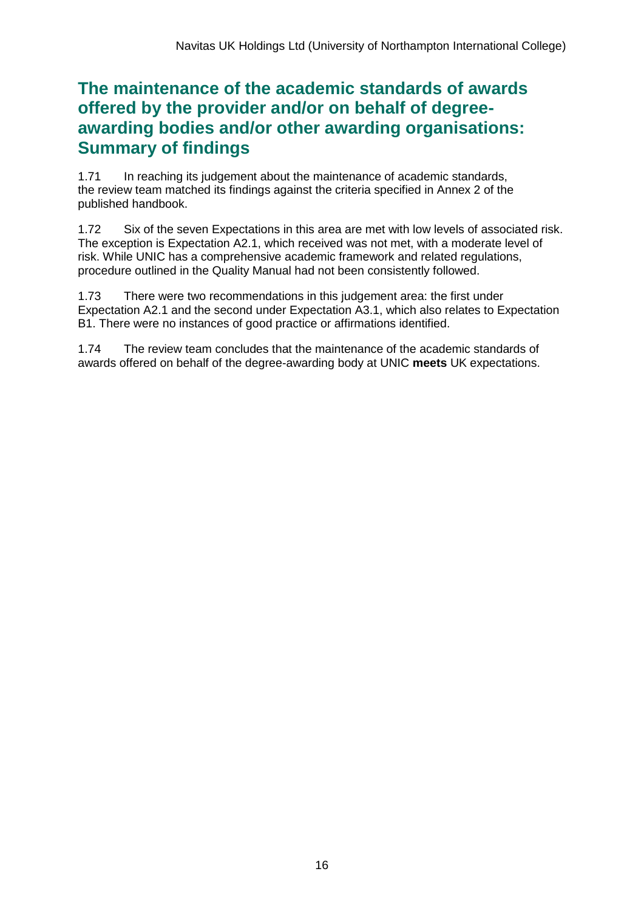## The maintenance of the academic standards of awards offered by the provider and/or on behalf of degree-awarding bodies and/or other awarding organisations: Summary of findings

1.71 In reaching its judgement about the maintenance of academic standards, the review team matched its findings against the criteria specified in Annex 2 of the published handbook.

1.72 Six of the seven Expectations in this area are met with low levels of associated risk. The exception is Expectation A2.1, which received was not met, with a moderate level of risk. While UNIC has a comprehensive academic framework and related regulations, procedure outlined in the Quality Manual had not been consistently followed.

1.73 There were two recommendations in this judgement area: the first under Expectation A2.1 and the second under Expectation A3.1, which also relates to Expectation B1. There were no instances of good practice or affirmations identified.

1.74 The review team concludes that the maintenance of the academic standards of awards offered on behalf of the degree-awarding body at UNIC **meets** UK expectations.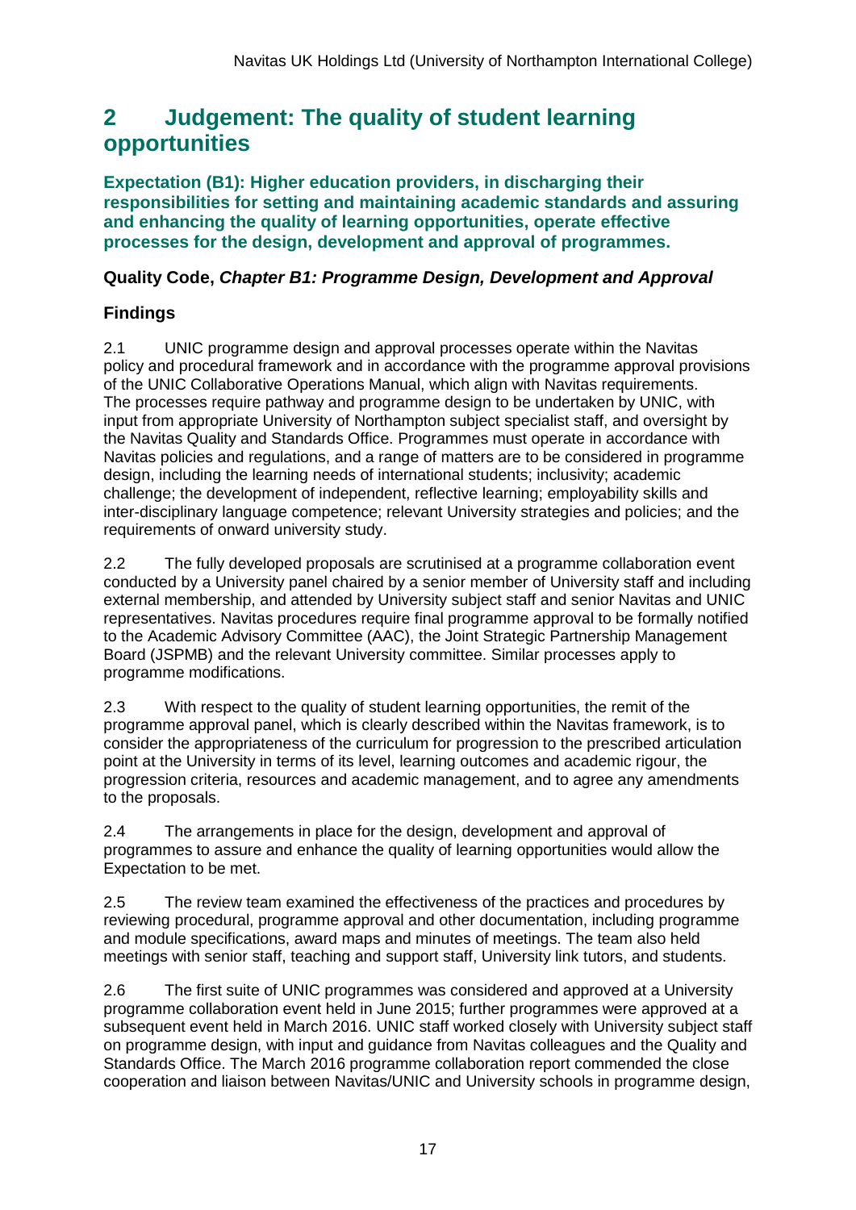## 2 Judgement: The quality of student learning opportunities

### Expectation (B1): Higher education providers, in discharging their responsibilities for setting and maintaining academic standards and assuring and enhancing the quality of learning opportunities, operate effective processes for the design, development and approval of programmes.

#### Quality Code, *Chapter B1: Programme Design, Development and Approval*

#### Findings

2.1 UNIC programme design and approval processes operate within the Navitas policy and procedural framework and in accordance with the programme approval provisions of the UNIC Collaborative Operations Manual, which align with Navitas requirements. The processes require pathway and programme design to be undertaken by UNIC, with input from appropriate University of Northampton subject specialist staff, and oversight by the Navitas Quality and Standards Office. Programmes must operate in accordance with Navitas policies and regulations, and a range of matters are to be considered in programme design, including the learning needs of international students; inclusivity; academic challenge; the development of independent, reflective learning; employability skills and inter-disciplinary language competence; relevant University strategies and policies; and the requirements of onward university study.

2.2 The fully developed proposals are scrutinised at a programme collaboration event conducted by a University panel chaired by a senior member of University staff and including external membership, and attended by University subject staff and senior Navitas and UNIC representatives. Navitas procedures require final programme approval to be formally notified to the Academic Advisory Committee (AAC), the Joint Strategic Partnership Management Board (JSPMB) and the relevant University committee. Similar processes apply to programme modifications.

2.3 With respect to the quality of student learning opportunities, the remit of the programme approval panel, which is clearly described within the Navitas framework, is to consider the appropriateness of the curriculum for progression to the prescribed articulation point at the University in terms of its level, learning outcomes and academic rigour, the progression criteria, resources and academic management, and to agree any amendments to the proposals.

2.4 The arrangements in place for the design, development and approval of programmes to assure and enhance the quality of learning opportunities would allow the Expectation to be met.

2.5 The review team examined the effectiveness of the practices and procedures by reviewing procedural, programme approval and other documentation, including programme and module specifications, award maps and minutes of meetings. The team also held meetings with senior staff, teaching and support staff, University link tutors, and students.

2.6 The first suite of UNIC programmes was considered and approved at a University programme collaboration event held in June 2015; further programmes were approved at a subsequent event held in March 2016. UNIC staff worked closely with University subject staff on programme design, with input and guidance from Navitas colleagues and the Quality and Standards Office. The March 2016 programme collaboration report commended the close cooperation and liaison between Navitas/UNIC and University schools in programme design,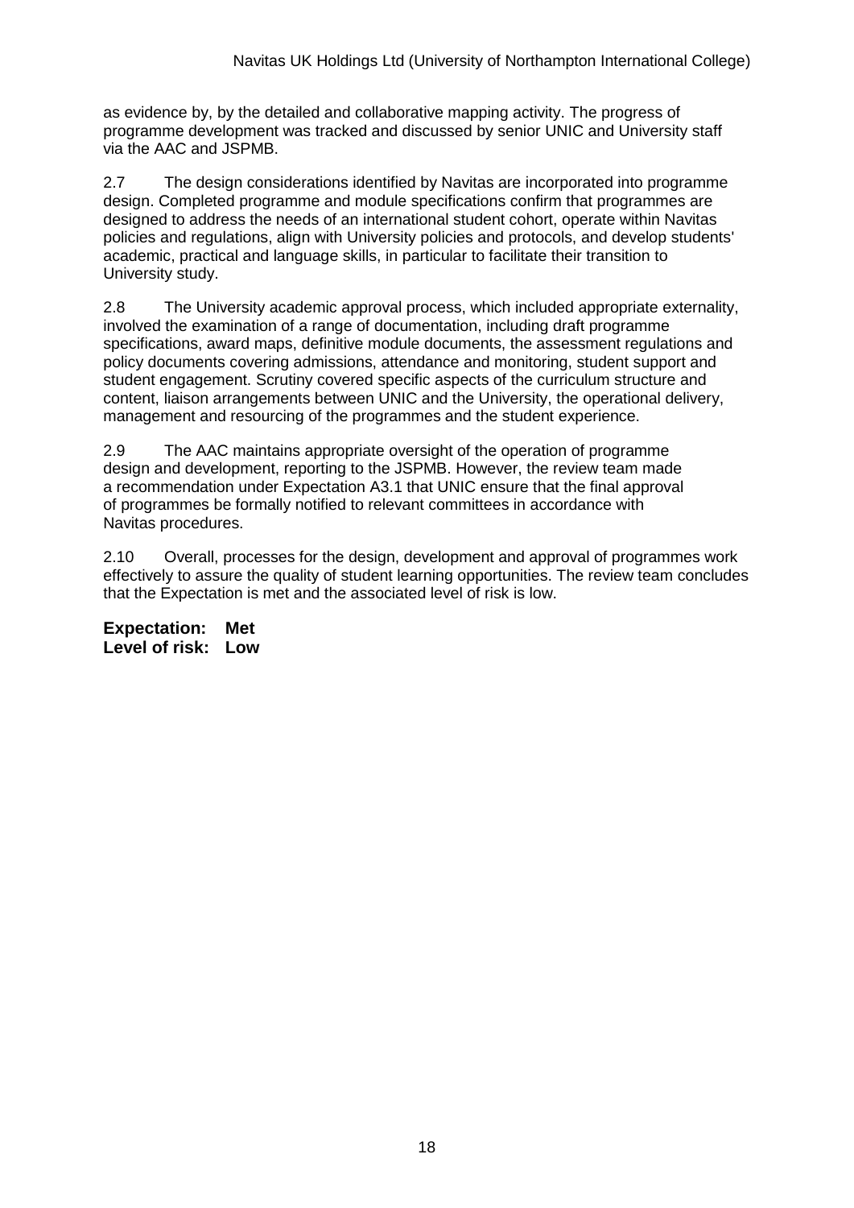as evidence by, by the detailed and collaborative mapping activity. The progress of programme development was tracked and discussed by senior UNIC and University staff via the AAC and JSPMB.

2.7 The design considerations identified by Navitas are incorporated into programme design. Completed programme and module specifications confirm that programmes are designed to address the needs of an international student cohort, operate within Navitas policies and regulations, align with University policies and protocols, and develop students' academic, practical and language skills, in particular to facilitate their transition to University study.

2.8 The University academic approval process, which included appropriate externality, involved the examination of a range of documentation, including draft programme specifications, award maps, definitive module documents, the assessment regulations and policy documents covering admissions, attendance and monitoring, student support and student engagement. Scrutiny covered specific aspects of the curriculum structure and content, liaison arrangements between UNIC and the University, the operational delivery, management and resourcing of the programmes and the student experience.

2.9 The AAC maintains appropriate oversight of the operation of programme design and development, reporting to the JSPMB. However, the review team made a recommendation under Expectation A3.1 that UNIC ensure that the final approval of programmes be formally notified to relevant committees in accordance with Navitas procedures.

2.10 Overall, processes for the design, development and approval of programmes work effectively to assure the quality of student learning opportunities. The review team concludes that the Expectation is met and the associated level of risk is low.

**Expectation: Met**
**Level of risk: Low**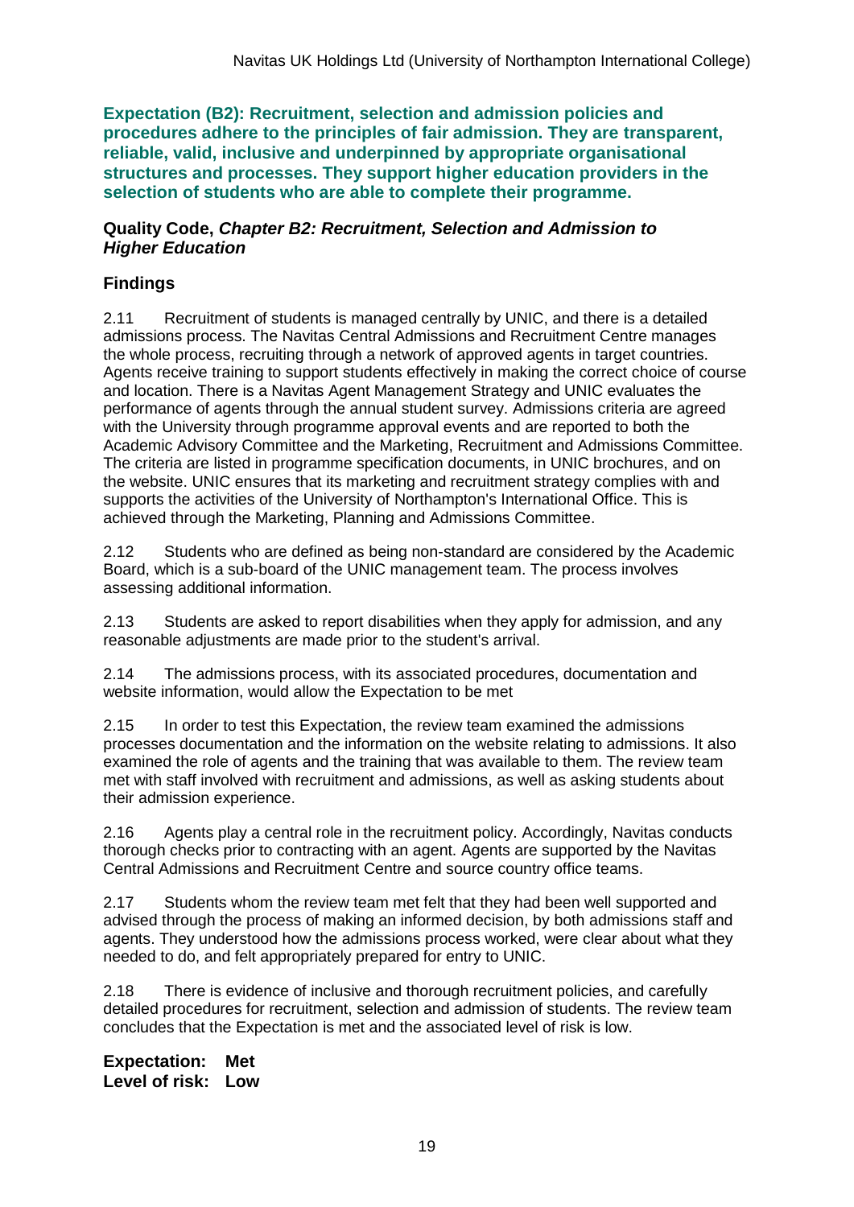**Expectation (B2): Recruitment, selection and admission policies and procedures adhere to the principles of fair admission. They are transparent, reliable, valid, inclusive and underpinned by appropriate organisational structures and processes. They support higher education providers in the selection of students who are able to complete their programme.**

**Quality Code, *Chapter B2: Recruitment, Selection and Admission to Higher Education***

## Findings

2.11 Recruitment of students is managed centrally by UNIC, and there is a detailed admissions process. The Navitas Central Admissions and Recruitment Centre manages the whole process, recruiting through a network of approved agents in target countries. Agents receive training to support students effectively in making the correct choice of course and location. There is a Navitas Agent Management Strategy and UNIC evaluates the performance of agents through the annual student survey. Admissions criteria are agreed with the University through programme approval events and are reported to both the Academic Advisory Committee and the Marketing, Recruitment and Admissions Committee. The criteria are listed in programme specification documents, in UNIC brochures, and on the website. UNIC ensures that its marketing and recruitment strategy complies with and supports the activities of the University of Northampton's International Office. This is achieved through the Marketing, Planning and Admissions Committee.

2.12 Students who are defined as being non-standard are considered by the Academic Board, which is a sub-board of the UNIC management team. The process involves assessing additional information.

2.13 Students are asked to report disabilities when they apply for admission, and any reasonable adjustments are made prior to the student's arrival.

2.14 The admissions process, with its associated procedures, documentation and website information, would allow the Expectation to be met

2.15 In order to test this Expectation, the review team examined the admissions processes documentation and the information on the website relating to admissions. It also examined the role of agents and the training that was available to them. The review team met with staff involved with recruitment and admissions, as well as asking students about their admission experience.

2.16 Agents play a central role in the recruitment policy. Accordingly, Navitas conducts thorough checks prior to contracting with an agent. Agents are supported by the Navitas Central Admissions and Recruitment Centre and source country office teams.

2.17 Students whom the review team met felt that they had been well supported and advised through the process of making an informed decision, by both admissions staff and agents. They understood how the admissions process worked, were clear about what they needed to do, and felt appropriately prepared for entry to UNIC.

2.18 There is evidence of inclusive and thorough recruitment policies, and carefully detailed procedures for recruitment, selection and admission of students. The review team concludes that the Expectation is met and the associated level of risk is low.

**Expectation: Met**
**Level of risk: Low**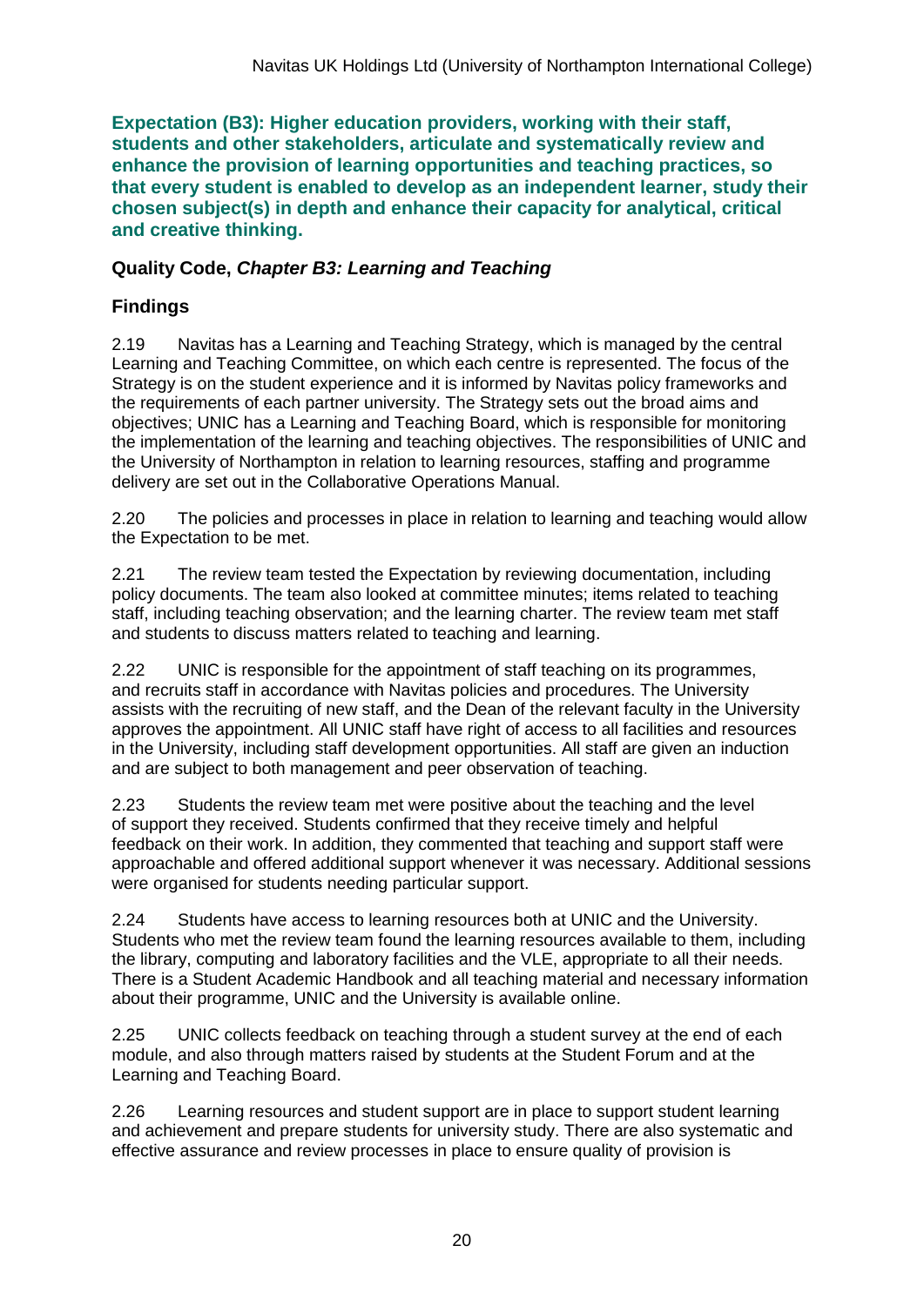**Expectation (B3): Higher education providers, working with their staff, students and other stakeholders, articulate and systematically review and enhance the provision of learning opportunities and teaching practices, so that every student is enabled to develop as an independent learner, study their chosen subject(s) in depth and enhance their capacity for analytical, critical and creative thinking.**

### Quality Code, *Chapter B3: Learning and Teaching*

### Findings

2.19 Navitas has a Learning and Teaching Strategy, which is managed by the central Learning and Teaching Committee, on which each centre is represented. The focus of the Strategy is on the student experience and it is informed by Navitas policy frameworks and the requirements of each partner university. The Strategy sets out the broad aims and objectives; UNIC has a Learning and Teaching Board, which is responsible for monitoring the implementation of the learning and teaching objectives. The responsibilities of UNIC and the University of Northampton in relation to learning resources, staffing and programme delivery are set out in the Collaborative Operations Manual.

2.20 The policies and processes in place in relation to learning and teaching would allow the Expectation to be met.

2.21 The review team tested the Expectation by reviewing documentation, including policy documents. The team also looked at committee minutes; items related to teaching staff, including teaching observation; and the learning charter. The review team met staff and students to discuss matters related to teaching and learning.

2.22 UNIC is responsible for the appointment of staff teaching on its programmes, and recruits staff in accordance with Navitas policies and procedures. The University assists with the recruiting of new staff, and the Dean of the relevant faculty in the University approves the appointment. All UNIC staff have right of access to all facilities and resources in the University, including staff development opportunities. All staff are given an induction and are subject to both management and peer observation of teaching.

2.23 Students the review team met were positive about the teaching and the level of support they received. Students confirmed that they receive timely and helpful feedback on their work. In addition, they commented that teaching and support staff were approachable and offered additional support whenever it was necessary. Additional sessions were organised for students needing particular support.

2.24 Students have access to learning resources both at UNIC and the University. Students who met the review team found the learning resources available to them, including the library, computing and laboratory facilities and the VLE, appropriate to all their needs. There is a Student Academic Handbook and all teaching material and necessary information about their programme, UNIC and the University is available online.

2.25 UNIC collects feedback on teaching through a student survey at the end of each module, and also through matters raised by students at the Student Forum and at the Learning and Teaching Board.

2.26 Learning resources and student support are in place to support student learning and achievement and prepare students for university study. There are also systematic and effective assurance and review processes in place to ensure quality of provision is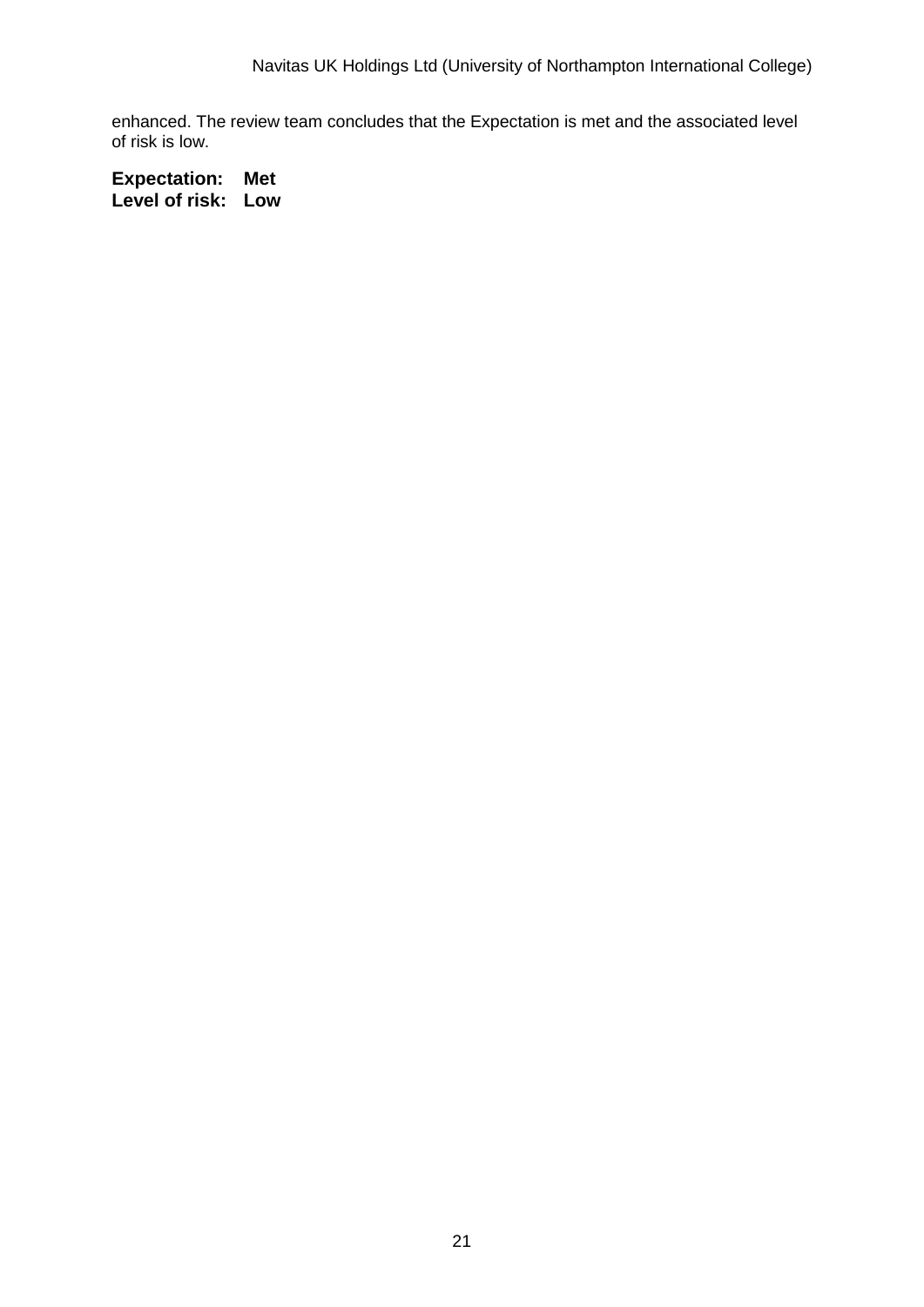enhanced. The review team concludes that the Expectation is met and the associated level of risk is low.

**Expectation: Met**
**Level of risk: Low**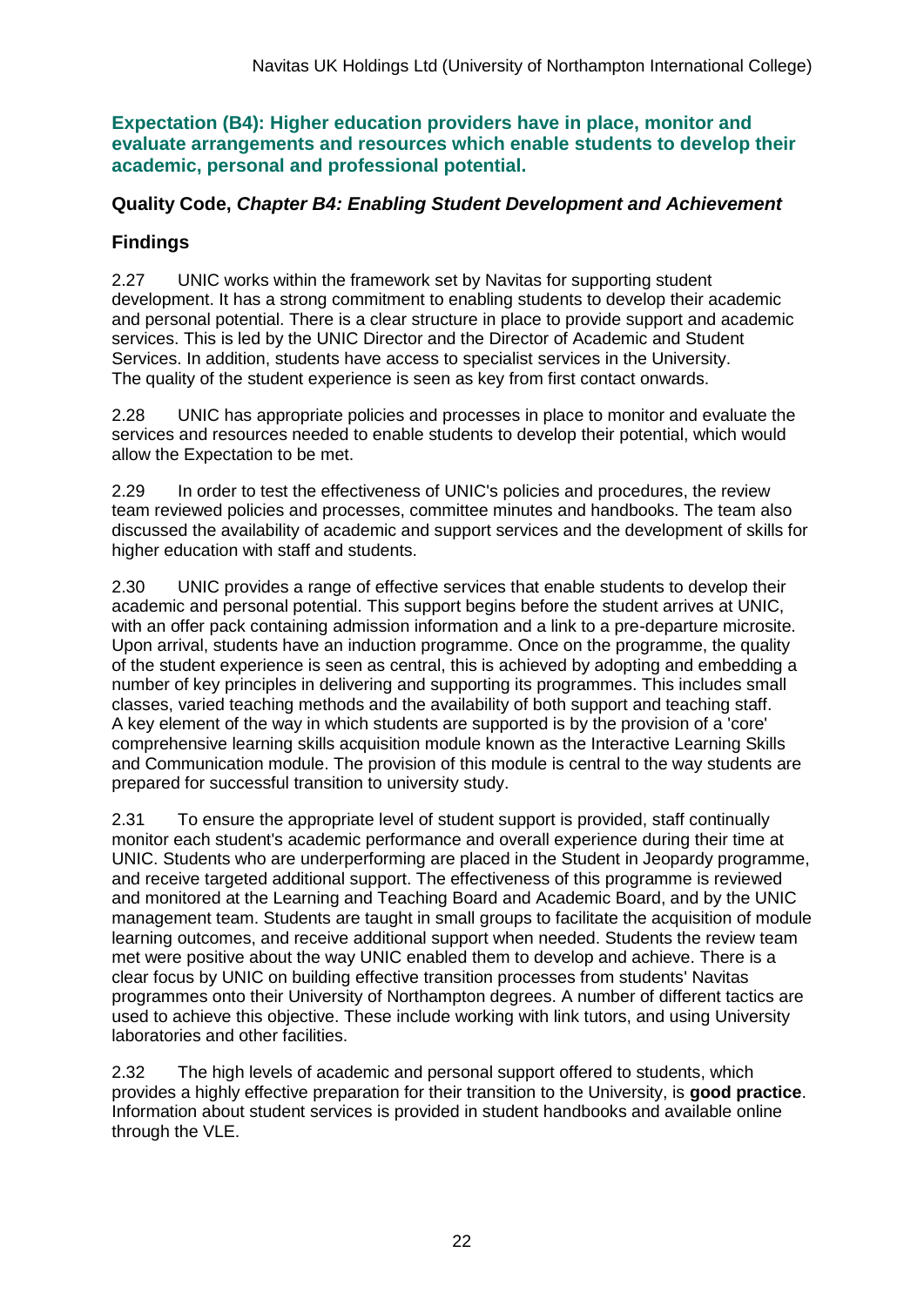**Expectation (B4): Higher education providers have in place, monitor and evaluate arrangements and resources which enable students to develop their academic, personal and professional potential.**

### Quality Code, *Chapter B4: Enabling Student Development and Achievement*

### Findings

2.27 UNIC works within the framework set by Navitas for supporting student development. It has a strong commitment to enabling students to develop their academic and personal potential. There is a clear structure in place to provide support and academic services. This is led by the UNIC Director and the Director of Academic and Student Services. In addition, students have access to specialist services in the University. The quality of the student experience is seen as key from first contact onwards.

2.28 UNIC has appropriate policies and processes in place to monitor and evaluate the services and resources needed to enable students to develop their potential, which would allow the Expectation to be met.

2.29 In order to test the effectiveness of UNIC's policies and procedures, the review team reviewed policies and processes, committee minutes and handbooks. The team also discussed the availability of academic and support services and the development of skills for higher education with staff and students.

2.30 UNIC provides a range of effective services that enable students to develop their academic and personal potential. This support begins before the student arrives at UNIC, with an offer pack containing admission information and a link to a pre-departure microsite. Upon arrival, students have an induction programme. Once on the programme, the quality of the student experience is seen as central, this is achieved by adopting and embedding a number of key principles in delivering and supporting its programmes. This includes small classes, varied teaching methods and the availability of both support and teaching staff. A key element of the way in which students are supported is by the provision of a 'core' comprehensive learning skills acquisition module known as the Interactive Learning Skills and Communication module. The provision of this module is central to the way students are prepared for successful transition to university study.

2.31 To ensure the appropriate level of student support is provided, staff continually monitor each student's academic performance and overall experience during their time at UNIC. Students who are underperforming are placed in the Student in Jeopardy programme, and receive targeted additional support. The effectiveness of this programme is reviewed and monitored at the Learning and Teaching Board and Academic Board, and by the UNIC management team. Students are taught in small groups to facilitate the acquisition of module learning outcomes, and receive additional support when needed. Students the review team met were positive about the way UNIC enabled them to develop and achieve. There is a clear focus by UNIC on building effective transition processes from students' Navitas programmes onto their University of Northampton degrees. A number of different tactics are used to achieve this objective. These include working with link tutors, and using University laboratories and other facilities.

2.32 The high levels of academic and personal support offered to students, which provides a highly effective preparation for their transition to the University, is **good practice**. Information about student services is provided in student handbooks and available online through the VLE.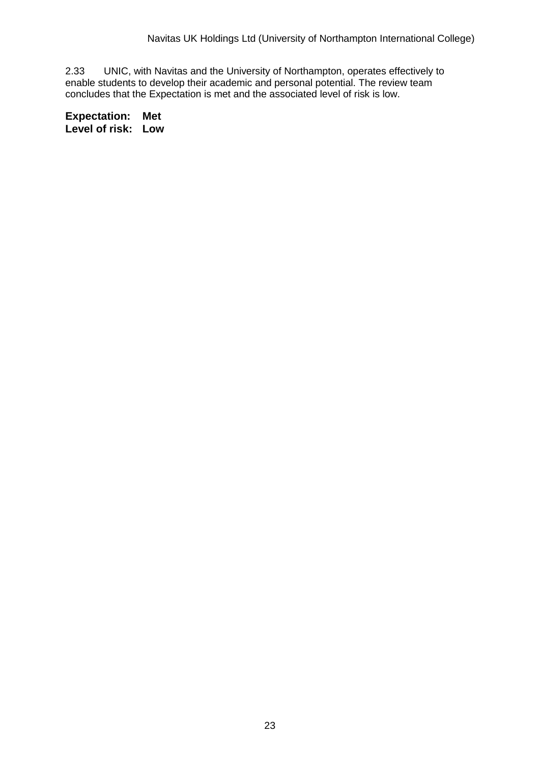2.33 UNIC, with Navitas and the University of Northampton, operates effectively to enable students to develop their academic and personal potential. The review team concludes that the Expectation is met and the associated level of risk is low.

**Expectation: Met**  
**Level of risk: Low**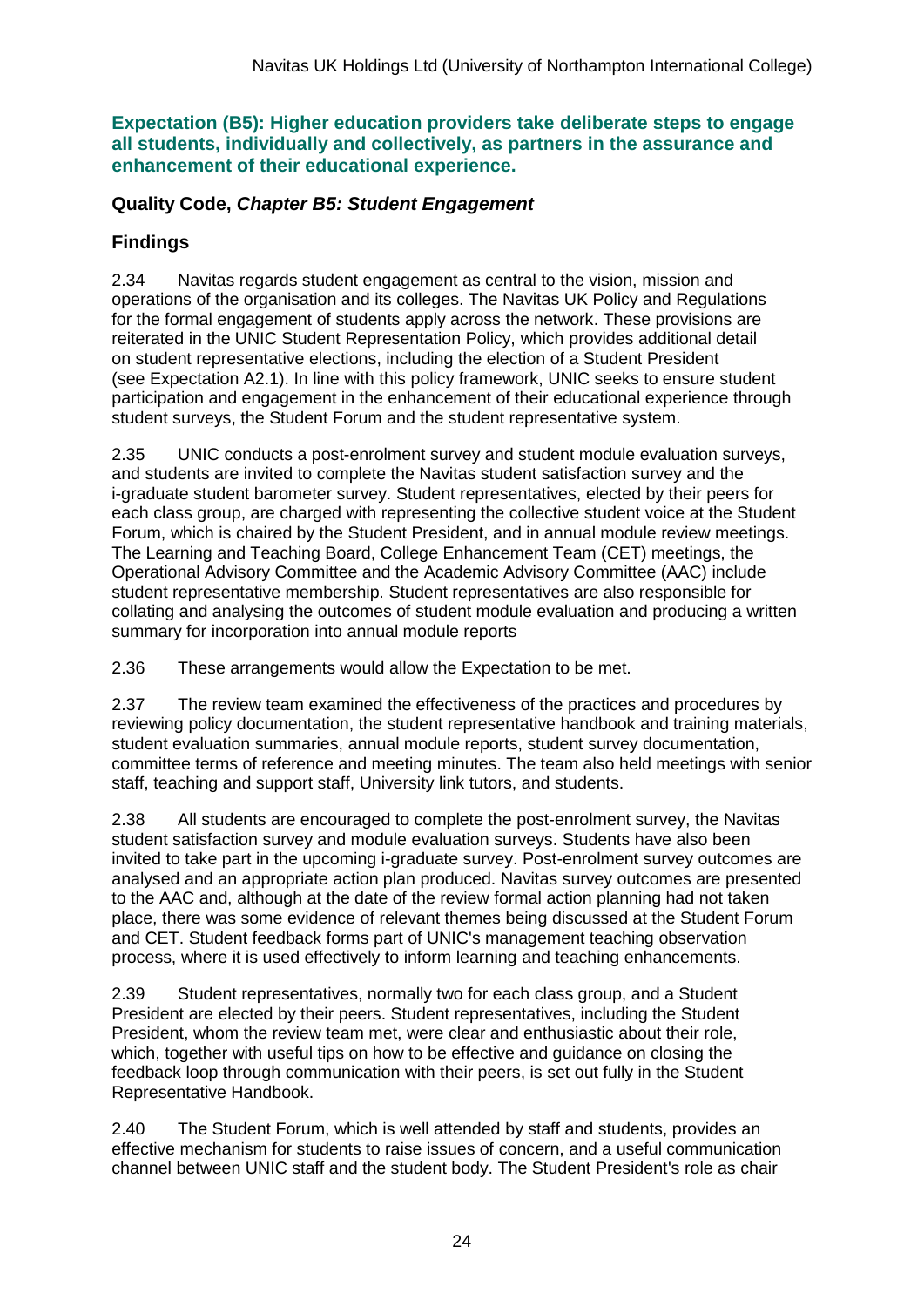**Expectation (B5): Higher education providers take deliberate steps to engage all students, individually and collectively, as partners in the assurance and enhancement of their educational experience.**

### Quality Code, *Chapter B5: Student Engagement*

### Findings

2.34 Navitas regards student engagement as central to the vision, mission and operations of the organisation and its colleges. The Navitas UK Policy and Regulations for the formal engagement of students apply across the network. These provisions are reiterated in the UNIC Student Representation Policy, which provides additional detail on student representative elections, including the election of a Student President (see Expectation A2.1). In line with this policy framework, UNIC seeks to ensure student participation and engagement in the enhancement of their educational experience through student surveys, the Student Forum and the student representative system.

2.35 UNIC conducts a post-enrolment survey and student module evaluation surveys, and students are invited to complete the Navitas student satisfaction survey and the i-graduate student barometer survey. Student representatives, elected by their peers for each class group, are charged with representing the collective student voice at the Student Forum, which is chaired by the Student President, and in annual module review meetings. The Learning and Teaching Board, College Enhancement Team (CET) meetings, the Operational Advisory Committee and the Academic Advisory Committee (AAC) include student representative membership. Student representatives are also responsible for collating and analysing the outcomes of student module evaluation and producing a written summary for incorporation into annual module reports

2.36 These arrangements would allow the Expectation to be met.

2.37 The review team examined the effectiveness of the practices and procedures by reviewing policy documentation, the student representative handbook and training materials, student evaluation summaries, annual module reports, student survey documentation, committee terms of reference and meeting minutes. The team also held meetings with senior staff, teaching and support staff, University link tutors, and students.

2.38 All students are encouraged to complete the post-enrolment survey, the Navitas student satisfaction survey and module evaluation surveys. Students have also been invited to take part in the upcoming i-graduate survey. Post-enrolment survey outcomes are analysed and an appropriate action plan produced. Navitas survey outcomes are presented to the AAC and, although at the date of the review formal action planning had not taken place, there was some evidence of relevant themes being discussed at the Student Forum and CET. Student feedback forms part of UNIC's management teaching observation process, where it is used effectively to inform learning and teaching enhancements.

2.39 Student representatives, normally two for each class group, and a Student President are elected by their peers. Student representatives, including the Student President, whom the review team met, were clear and enthusiastic about their role, which, together with useful tips on how to be effective and guidance on closing the feedback loop through communication with their peers, is set out fully in the Student Representative Handbook.

2.40 The Student Forum, which is well attended by staff and students, provides an effective mechanism for students to raise issues of concern, and a useful communication channel between UNIC staff and the student body. The Student President's role as chair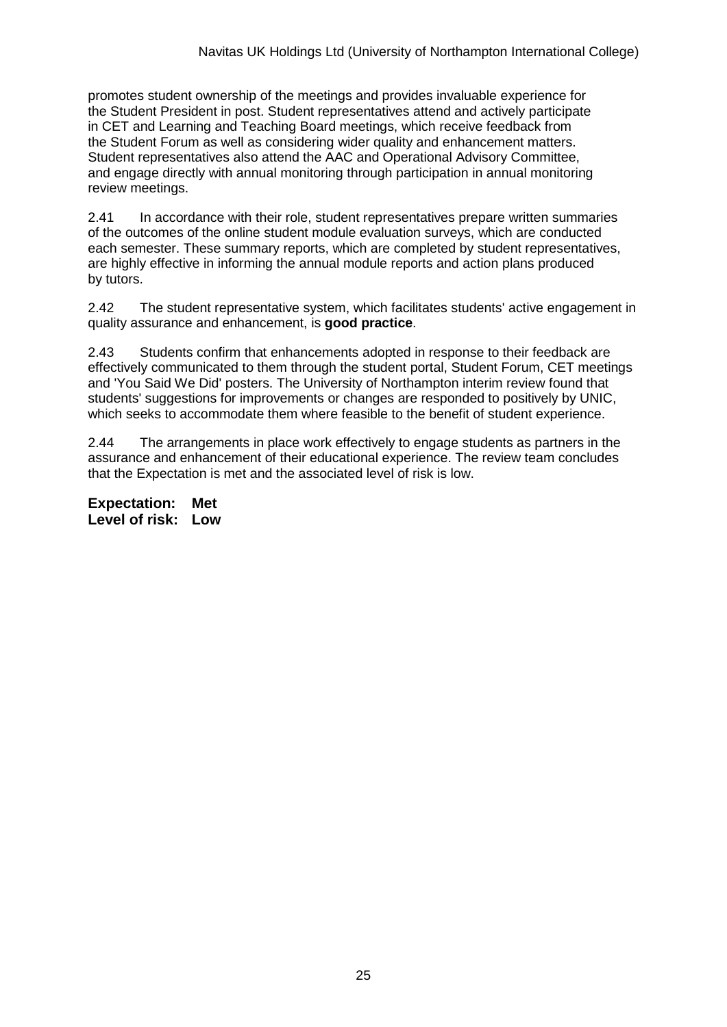promotes student ownership of the meetings and provides invaluable experience for the Student President in post. Student representatives attend and actively participate in CET and Learning and Teaching Board meetings, which receive feedback from the Student Forum as well as considering wider quality and enhancement matters. Student representatives also attend the AAC and Operational Advisory Committee, and engage directly with annual monitoring through participation in annual monitoring review meetings.

2.41 In accordance with their role, student representatives prepare written summaries of the outcomes of the online student module evaluation surveys, which are conducted each semester. These summary reports, which are completed by student representatives, are highly effective in informing the annual module reports and action plans produced by tutors.

2.42 The student representative system, which facilitates students' active engagement in quality assurance and enhancement, is **good practice**.

2.43 Students confirm that enhancements adopted in response to their feedback are effectively communicated to them through the student portal, Student Forum, CET meetings and 'You Said We Did' posters. The University of Northampton interim review found that students' suggestions for improvements or changes are responded to positively by UNIC, which seeks to accommodate them where feasible to the benefit of student experience.

2.44 The arrangements in place work effectively to engage students as partners in the assurance and enhancement of their educational experience. The review team concludes that the Expectation is met and the associated level of risk is low.

**Expectation: Met**
**Level of risk: Low**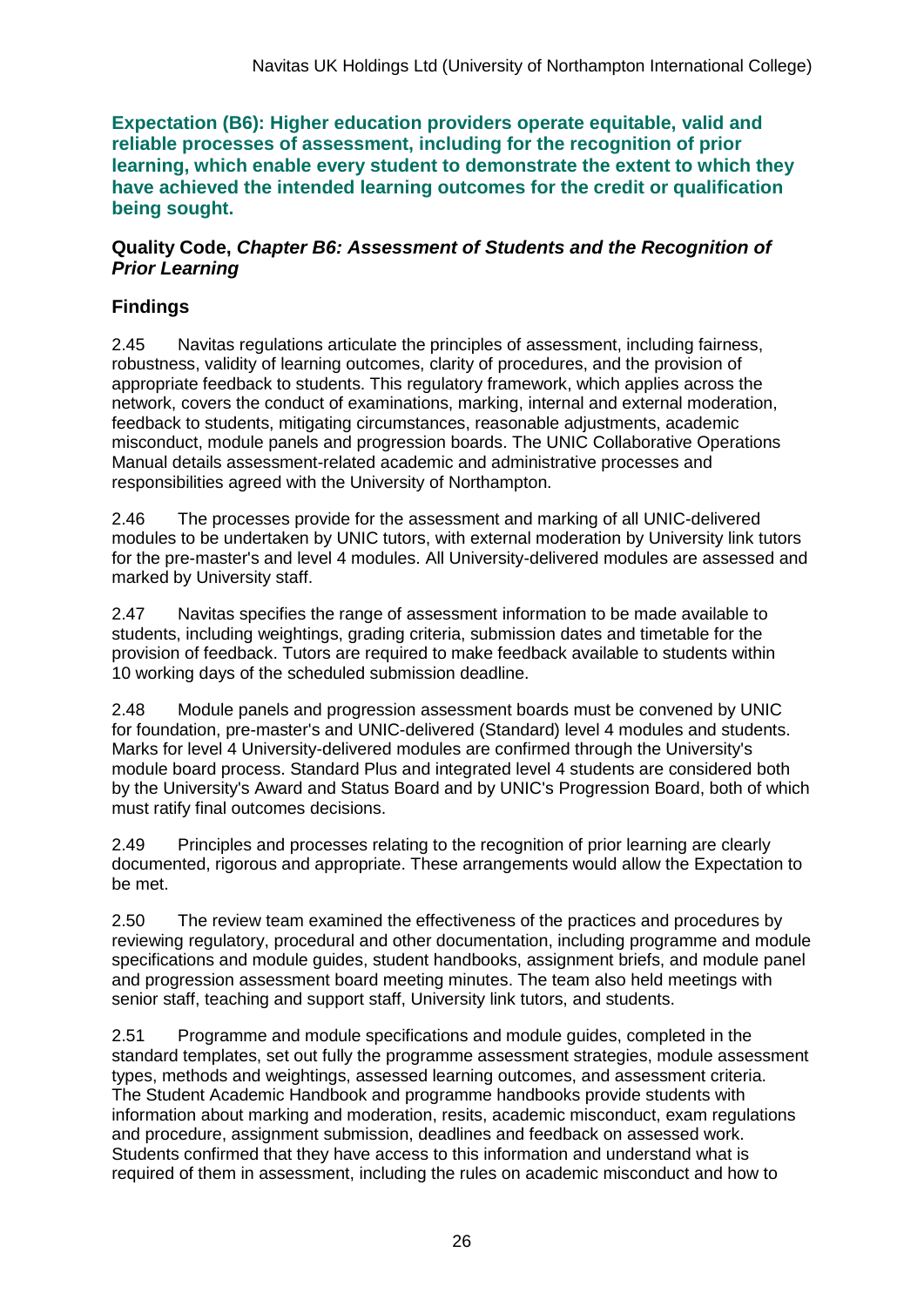**Expectation (B6): Higher education providers operate equitable, valid and reliable processes of assessment, including for the recognition of prior learning, which enable every student to demonstrate the extent to which they have achieved the intended learning outcomes for the credit or qualification being sought.**

**Quality Code, *Chapter B6: Assessment of Students and the Recognition of Prior Learning***

## Findings

2.45 Navitas regulations articulate the principles of assessment, including fairness, robustness, validity of learning outcomes, clarity of procedures, and the provision of appropriate feedback to students. This regulatory framework, which applies across the network, covers the conduct of examinations, marking, internal and external moderation, feedback to students, mitigating circumstances, reasonable adjustments, academic misconduct, module panels and progression boards. The UNIC Collaborative Operations Manual details assessment-related academic and administrative processes and responsibilities agreed with the University of Northampton.

2.46 The processes provide for the assessment and marking of all UNIC-delivered modules to be undertaken by UNIC tutors, with external moderation by University link tutors for the pre-master's and level 4 modules. All University-delivered modules are assessed and marked by University staff.

2.47 Navitas specifies the range of assessment information to be made available to students, including weightings, grading criteria, submission dates and timetable for the provision of feedback. Tutors are required to make feedback available to students within 10 working days of the scheduled submission deadline.

2.48 Module panels and progression assessment boards must be convened by UNIC for foundation, pre-master's and UNIC-delivered (Standard) level 4 modules and students. Marks for level 4 University-delivered modules are confirmed through the University's module board process. Standard Plus and integrated level 4 students are considered both by the University's Award and Status Board and by UNIC's Progression Board, both of which must ratify final outcomes decisions.

2.49 Principles and processes relating to the recognition of prior learning are clearly documented, rigorous and appropriate. These arrangements would allow the Expectation to be met.

2.50 The review team examined the effectiveness of the practices and procedures by reviewing regulatory, procedural and other documentation, including programme and module specifications and module guides, student handbooks, assignment briefs, and module panel and progression assessment board meeting minutes. The team also held meetings with senior staff, teaching and support staff, University link tutors, and students.

2.51 Programme and module specifications and module guides, completed in the standard templates, set out fully the programme assessment strategies, module assessment types, methods and weightings, assessed learning outcomes, and assessment criteria. The Student Academic Handbook and programme handbooks provide students with information about marking and moderation, resits, academic misconduct, exam regulations and procedure, assignment submission, deadlines and feedback on assessed work. Students confirmed that they have access to this information and understand what is required of them in assessment, including the rules on academic misconduct and how to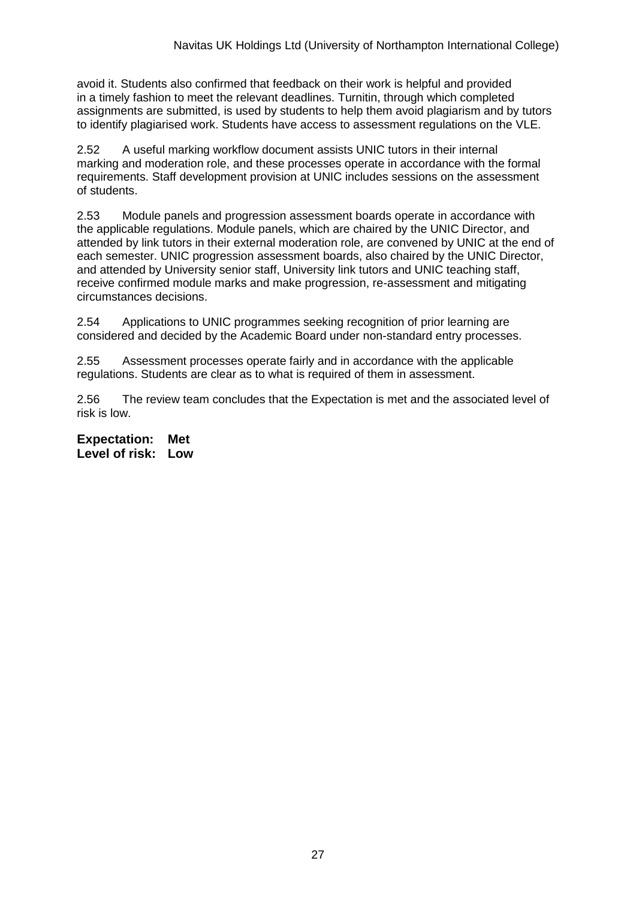avoid it. Students also confirmed that feedback on their work is helpful and provided in a timely fashion to meet the relevant deadlines. Turnitin, through which completed assignments are submitted, is used by students to help them avoid plagiarism and by tutors to identify plagiarised work. Students have access to assessment regulations on the VLE.

2.52 A useful marking workflow document assists UNIC tutors in their internal marking and moderation role, and these processes operate in accordance with the formal requirements. Staff development provision at UNIC includes sessions on the assessment of students.

2.53 Module panels and progression assessment boards operate in accordance with the applicable regulations. Module panels, which are chaired by the UNIC Director, and attended by link tutors in their external moderation role, are convened by UNIC at the end of each semester. UNIC progression assessment boards, also chaired by the UNIC Director, and attended by University senior staff, University link tutors and UNIC teaching staff, receive confirmed module marks and make progression, re-assessment and mitigating circumstances decisions.

2.54 Applications to UNIC programmes seeking recognition of prior learning are considered and decided by the Academic Board under non-standard entry processes.

2.55 Assessment processes operate fairly and in accordance with the applicable regulations. Students are clear as to what is required of them in assessment.

2.56 The review team concludes that the Expectation is met and the associated level of risk is low.

**Expectation: Met**
**Level of risk: Low**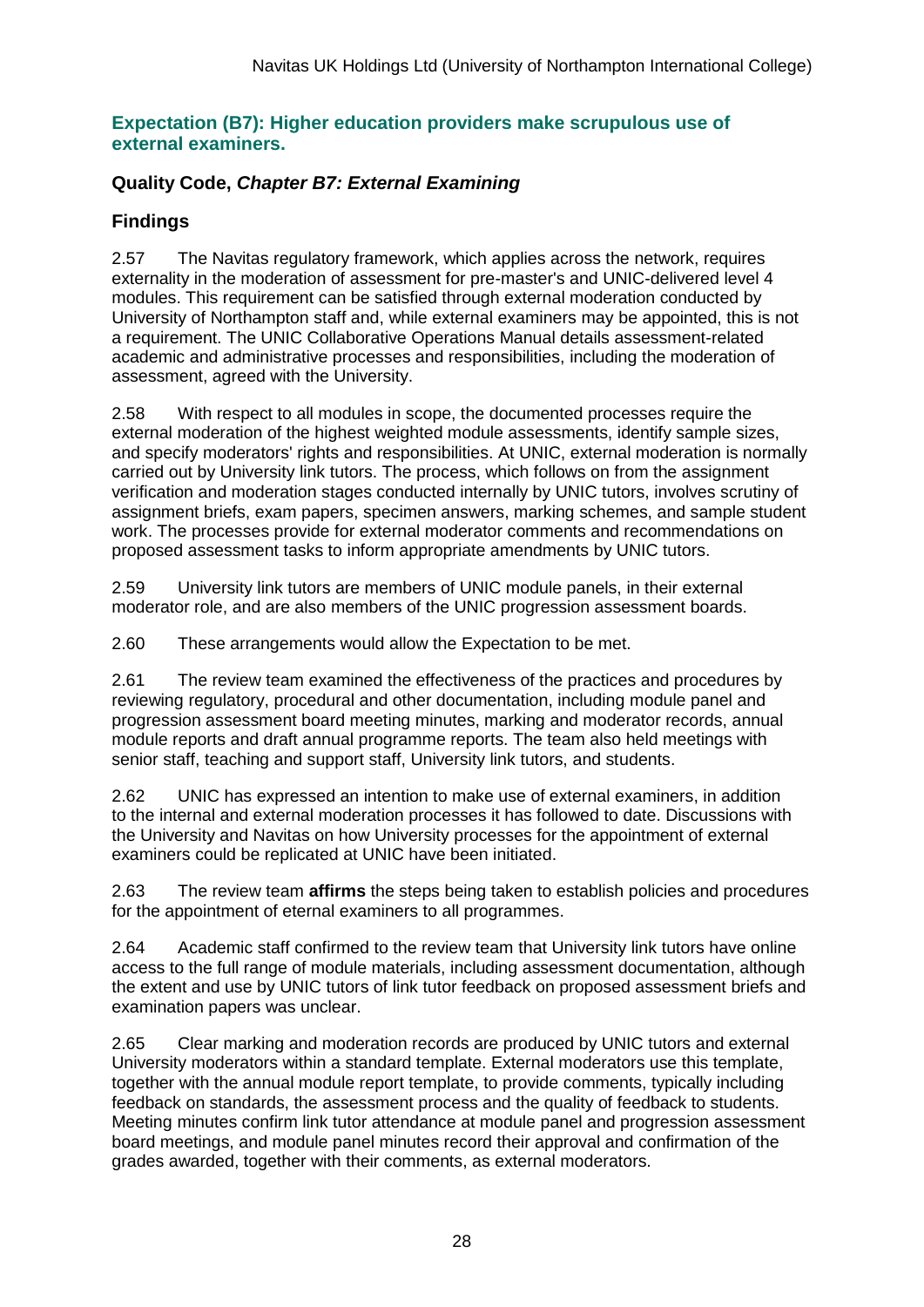## Expectation (B7): Higher education providers make scrupulous use of external examiners.

### Quality Code, *Chapter B7: External Examining*

### Findings

2.57 The Navitas regulatory framework, which applies across the network, requires externality in the moderation of assessment for pre-master's and UNIC-delivered level 4 modules. This requirement can be satisfied through external moderation conducted by University of Northampton staff and, while external examiners may be appointed, this is not a requirement. The UNIC Collaborative Operations Manual details assessment-related academic and administrative processes and responsibilities, including the moderation of assessment, agreed with the University.

2.58 With respect to all modules in scope, the documented processes require the external moderation of the highest weighted module assessments, identify sample sizes, and specify moderators' rights and responsibilities. At UNIC, external moderation is normally carried out by University link tutors. The process, which follows on from the assignment verification and moderation stages conducted internally by UNIC tutors, involves scrutiny of assignment briefs, exam papers, specimen answers, marking schemes, and sample student work. The processes provide for external moderator comments and recommendations on proposed assessment tasks to inform appropriate amendments by UNIC tutors.

2.59 University link tutors are members of UNIC module panels, in their external moderator role, and are also members of the UNIC progression assessment boards.

2.60 These arrangements would allow the Expectation to be met.

2.61 The review team examined the effectiveness of the practices and procedures by reviewing regulatory, procedural and other documentation, including module panel and progression assessment board meeting minutes, marking and moderator records, annual module reports and draft annual programme reports. The team also held meetings with senior staff, teaching and support staff, University link tutors, and students.

2.62 UNIC has expressed an intention to make use of external examiners, in addition to the internal and external moderation processes it has followed to date. Discussions with the University and Navitas on how University processes for the appointment of external examiners could be replicated at UNIC have been initiated.

2.63 The review team **affirms** the steps being taken to establish policies and procedures for the appointment of eternal examiners to all programmes.

2.64 Academic staff confirmed to the review team that University link tutors have online access to the full range of module materials, including assessment documentation, although the extent and use by UNIC tutors of link tutor feedback on proposed assessment briefs and examination papers was unclear.

2.65 Clear marking and moderation records are produced by UNIC tutors and external University moderators within a standard template. External moderators use this template, together with the annual module report template, to provide comments, typically including feedback on standards, the assessment process and the quality of feedback to students. Meeting minutes confirm link tutor attendance at module panel and progression assessment board meetings, and module panel minutes record their approval and confirmation of the grades awarded, together with their comments, as external moderators.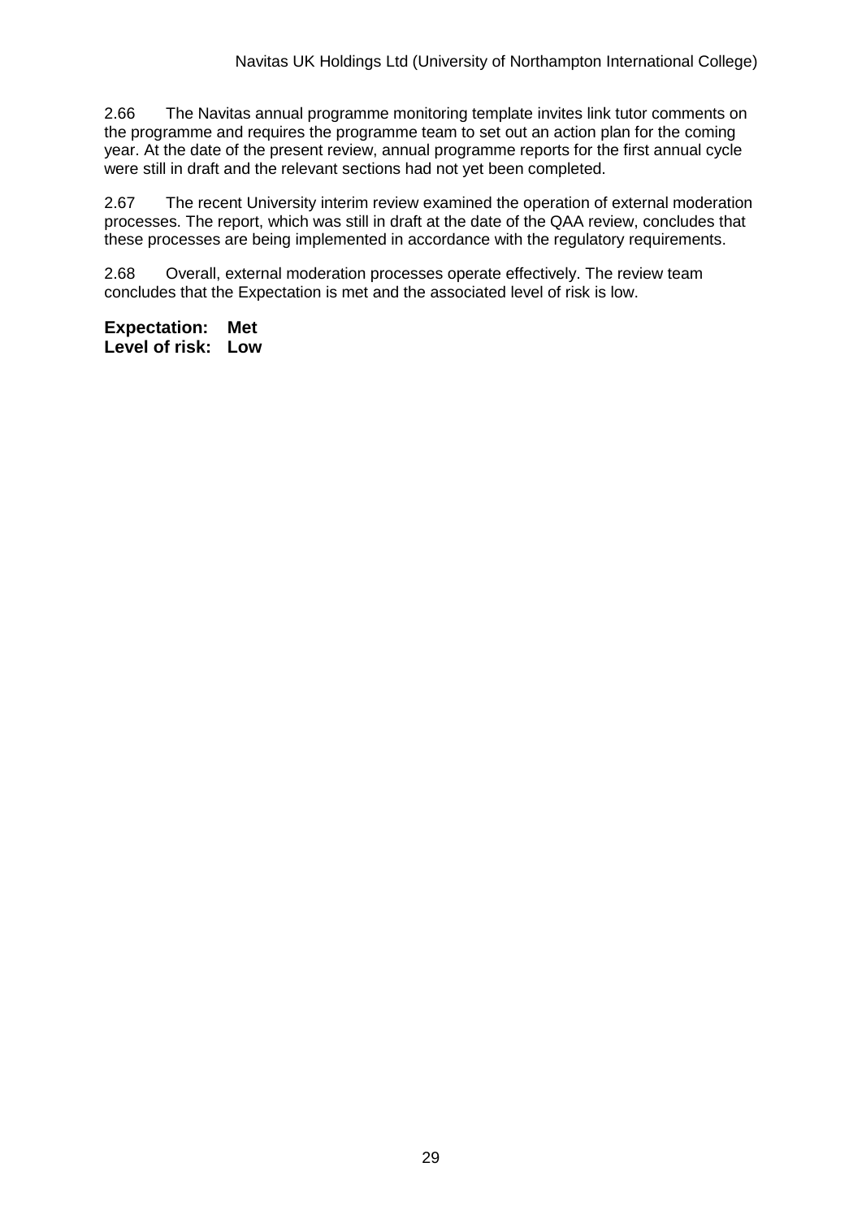2.66 The Navitas annual programme monitoring template invites link tutor comments on the programme and requires the programme team to set out an action plan for the coming year. At the date of the present review, annual programme reports for the first annual cycle were still in draft and the relevant sections had not yet been completed.

2.67 The recent University interim review examined the operation of external moderation processes. The report, which was still in draft at the date of the QAA review, concludes that these processes are being implemented in accordance with the regulatory requirements.

2.68 Overall, external moderation processes operate effectively. The review team concludes that the Expectation is met and the associated level of risk is low.

**Expectation: Met**
**Level of risk: Low**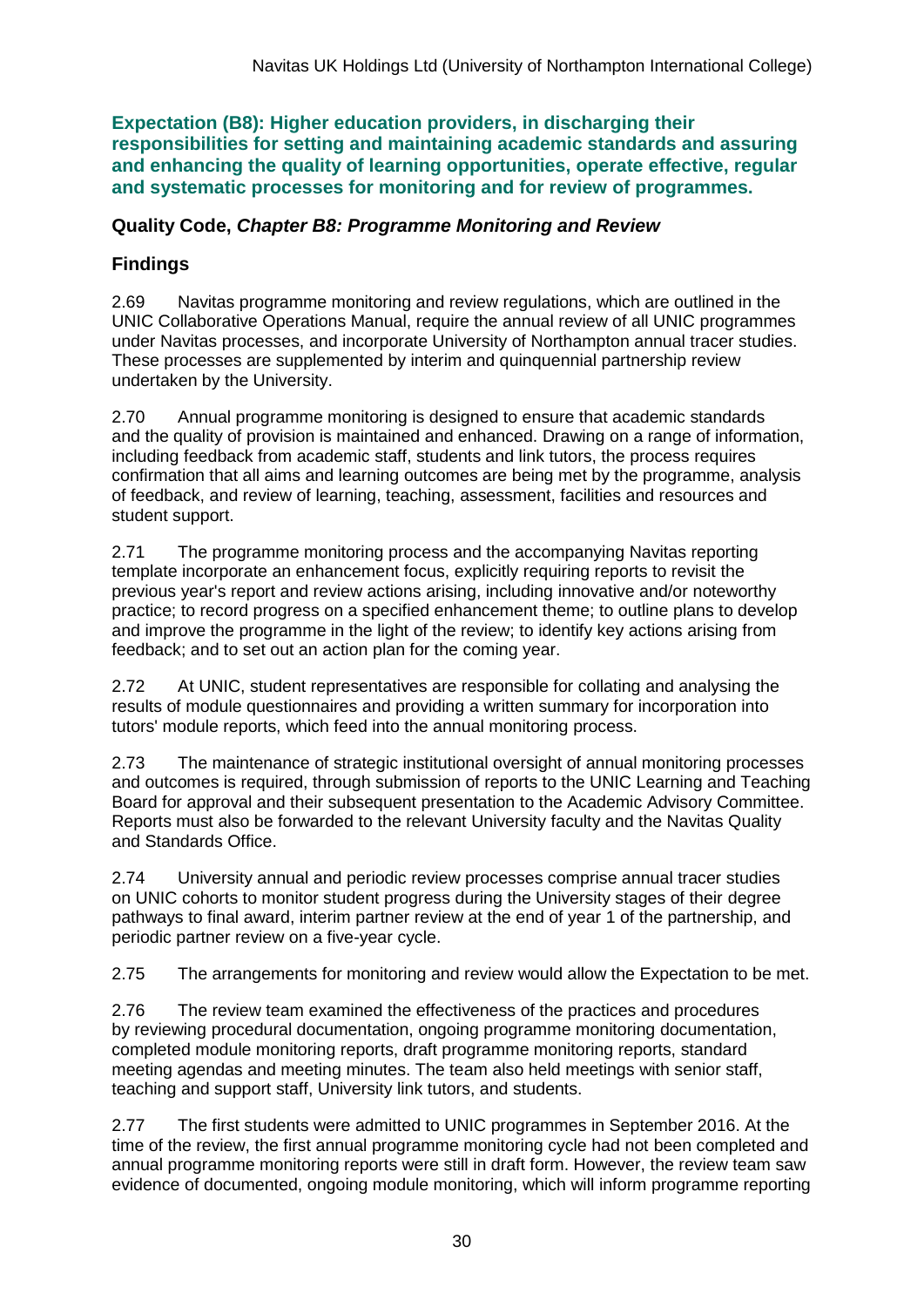**Expectation (B8): Higher education providers, in discharging their responsibilities for setting and maintaining academic standards and assuring and enhancing the quality of learning opportunities, operate effective, regular and systematic processes for monitoring and for review of programmes.**

**Quality Code, *Chapter B8: Programme Monitoring and Review***

## Findings

2.69 Navitas programme monitoring and review regulations, which are outlined in the UNIC Collaborative Operations Manual, require the annual review of all UNIC programmes under Navitas processes, and incorporate University of Northampton annual tracer studies. These processes are supplemented by interim and quinquennial partnership review undertaken by the University.

2.70 Annual programme monitoring is designed to ensure that academic standards and the quality of provision is maintained and enhanced. Drawing on a range of information, including feedback from academic staff, students and link tutors, the process requires confirmation that all aims and learning outcomes are being met by the programme, analysis of feedback, and review of learning, teaching, assessment, facilities and resources and student support.

2.71 The programme monitoring process and the accompanying Navitas reporting template incorporate an enhancement focus, explicitly requiring reports to revisit the previous year's report and review actions arising, including innovative and/or noteworthy practice; to record progress on a specified enhancement theme; to outline plans to develop and improve the programme in the light of the review; to identify key actions arising from feedback; and to set out an action plan for the coming year.

2.72 At UNIC, student representatives are responsible for collating and analysing the results of module questionnaires and providing a written summary for incorporation into tutors' module reports, which feed into the annual monitoring process.

2.73 The maintenance of strategic institutional oversight of annual monitoring processes and outcomes is required, through submission of reports to the UNIC Learning and Teaching Board for approval and their subsequent presentation to the Academic Advisory Committee. Reports must also be forwarded to the relevant University faculty and the Navitas Quality and Standards Office.

2.74 University annual and periodic review processes comprise annual tracer studies on UNIC cohorts to monitor student progress during the University stages of their degree pathways to final award, interim partner review at the end of year 1 of the partnership, and periodic partner review on a five-year cycle.

2.75 The arrangements for monitoring and review would allow the Expectation to be met.

2.76 The review team examined the effectiveness of the practices and procedures by reviewing procedural documentation, ongoing programme monitoring documentation, completed module monitoring reports, draft programme monitoring reports, standard meeting agendas and meeting minutes. The team also held meetings with senior staff, teaching and support staff, University link tutors, and students.

2.77 The first students were admitted to UNIC programmes in September 2016. At the time of the review, the first annual programme monitoring cycle had not been completed and annual programme monitoring reports were still in draft form. However, the review team saw evidence of documented, ongoing module monitoring, which will inform programme reporting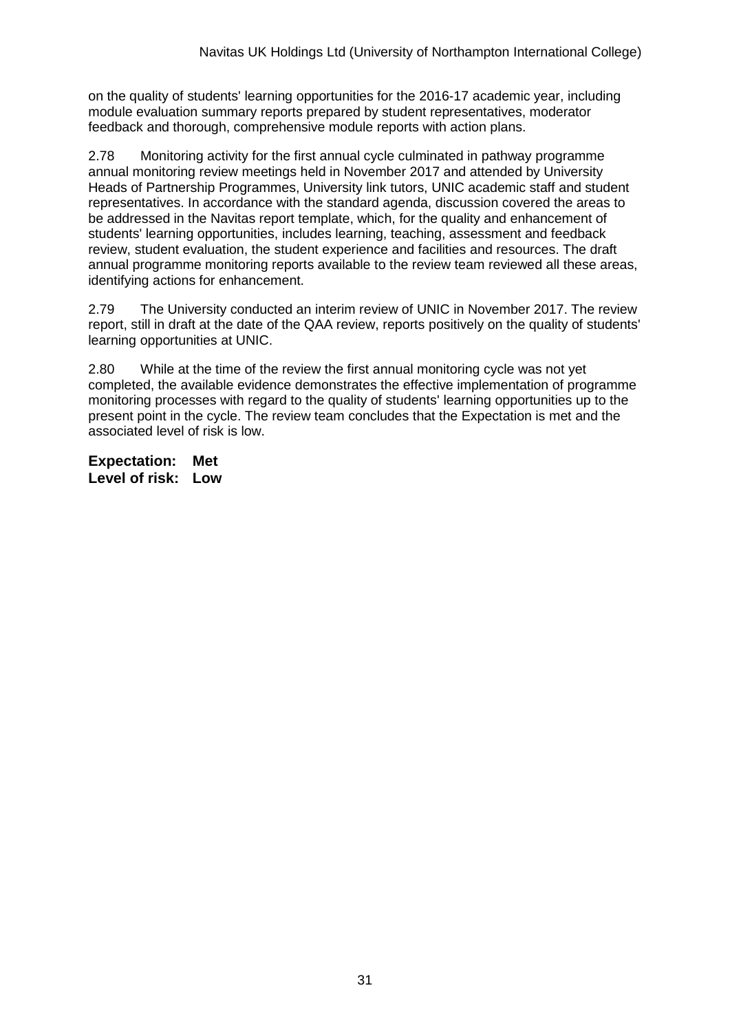on the quality of students' learning opportunities for the 2016-17 academic year, including module evaluation summary reports prepared by student representatives, moderator feedback and thorough, comprehensive module reports with action plans.

2.78 Monitoring activity for the first annual cycle culminated in pathway programme annual monitoring review meetings held in November 2017 and attended by University Heads of Partnership Programmes, University link tutors, UNIC academic staff and student representatives. In accordance with the standard agenda, discussion covered the areas to be addressed in the Navitas report template, which, for the quality and enhancement of students' learning opportunities, includes learning, teaching, assessment and feedback review, student evaluation, the student experience and facilities and resources. The draft annual programme monitoring reports available to the review team reviewed all these areas, identifying actions for enhancement.

2.79 The University conducted an interim review of UNIC in November 2017. The review report, still in draft at the date of the QAA review, reports positively on the quality of students' learning opportunities at UNIC.

2.80 While at the time of the review the first annual monitoring cycle was not yet completed, the available evidence demonstrates the effective implementation of programme monitoring processes with regard to the quality of students' learning opportunities up to the present point in the cycle. The review team concludes that the Expectation is met and the associated level of risk is low.

**Expectation: Met**
**Level of risk: Low**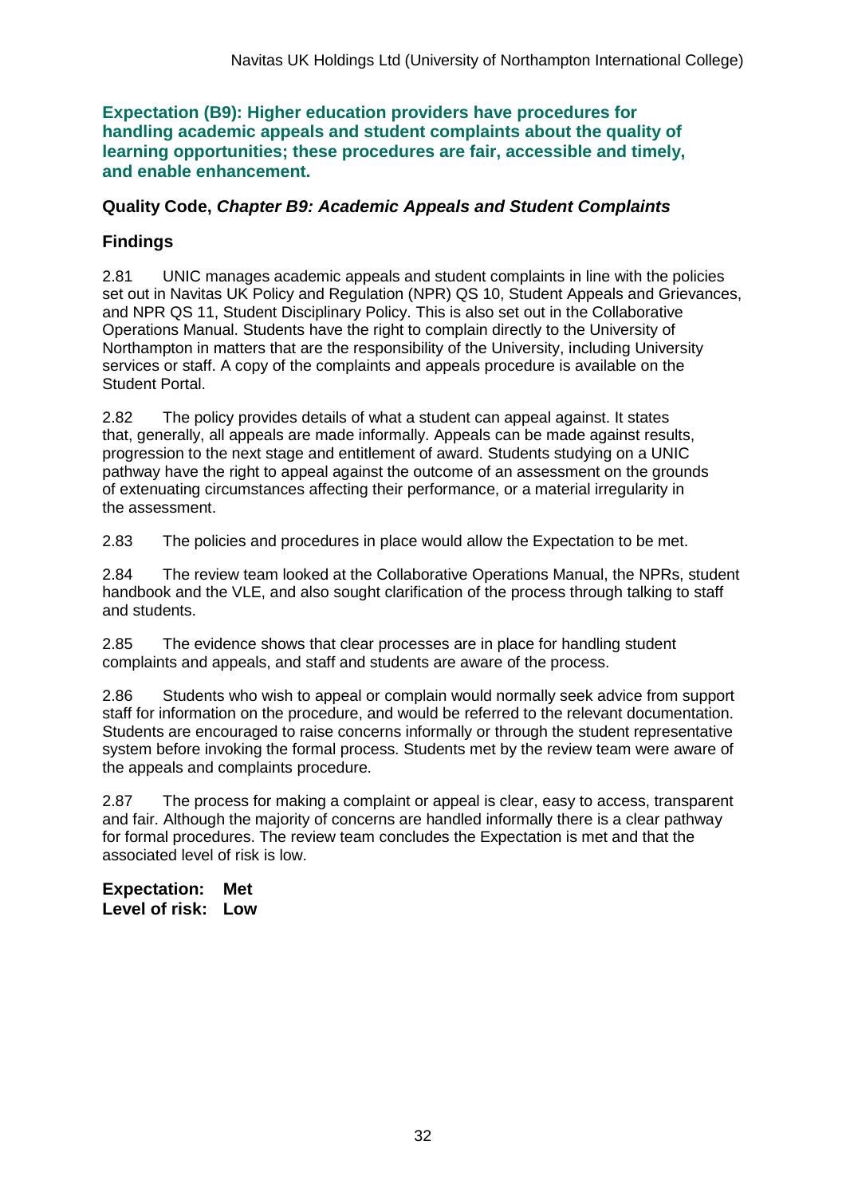**Expectation (B9): Higher education providers have procedures for handling academic appeals and student complaints about the quality of learning opportunities; these procedures are fair, accessible and timely, and enable enhancement.**

**Quality Code, *Chapter B9: Academic Appeals and Student Complaints***

## Findings

2.81 UNIC manages academic appeals and student complaints in line with the policies set out in Navitas UK Policy and Regulation (NPR) QS 10, Student Appeals and Grievances, and NPR QS 11, Student Disciplinary Policy. This is also set out in the Collaborative Operations Manual. Students have the right to complain directly to the University of Northampton in matters that are the responsibility of the University, including University services or staff. A copy of the complaints and appeals procedure is available on the Student Portal.

2.82 The policy provides details of what a student can appeal against. It states that, generally, all appeals are made informally. Appeals can be made against results, progression to the next stage and entitlement of award. Students studying on a UNIC pathway have the right to appeal against the outcome of an assessment on the grounds of extenuating circumstances affecting their performance, or a material irregularity in the assessment.

2.83 The policies and procedures in place would allow the Expectation to be met.

2.84 The review team looked at the Collaborative Operations Manual, the NPRs, student handbook and the VLE, and also sought clarification of the process through talking to staff and students.

2.85 The evidence shows that clear processes are in place for handling student complaints and appeals, and staff and students are aware of the process.

2.86 Students who wish to appeal or complain would normally seek advice from support staff for information on the procedure, and would be referred to the relevant documentation. Students are encouraged to raise concerns informally or through the student representative system before invoking the formal process. Students met by the review team were aware of the appeals and complaints procedure.

2.87 The process for making a complaint or appeal is clear, easy to access, transparent and fair. Although the majority of concerns are handled informally there is a clear pathway for formal procedures. The review team concludes the Expectation is met and that the associated level of risk is low.

**Expectation: Met**
**Level of risk: Low**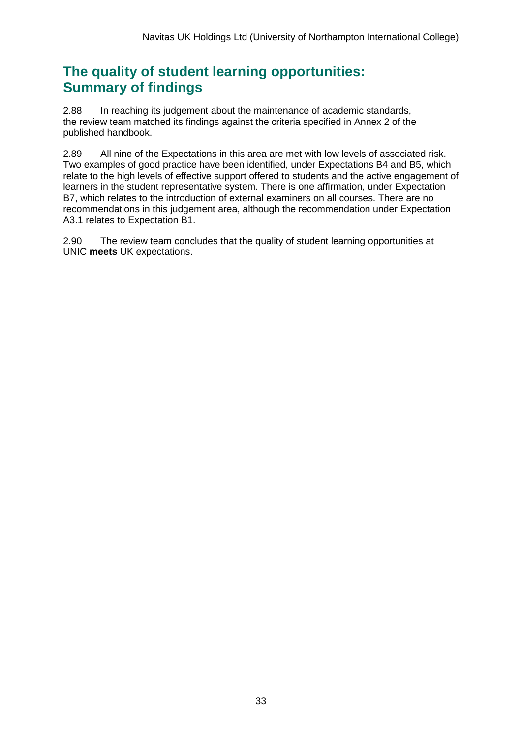## The quality of student learning opportunities: Summary of findings

2.88 In reaching its judgement about the maintenance of academic standards, the review team matched its findings against the criteria specified in Annex 2 of the published handbook.

2.89 All nine of the Expectations in this area are met with low levels of associated risk. Two examples of good practice have been identified, under Expectations B4 and B5, which relate to the high levels of effective support offered to students and the active engagement of learners in the student representative system. There is one affirmation, under Expectation B7, which relates to the introduction of external examiners on all courses. There are no recommendations in this judgement area, although the recommendation under Expectation A3.1 relates to Expectation B1.

2.90 The review team concludes that the quality of student learning opportunities at UNIC **meets** UK expectations.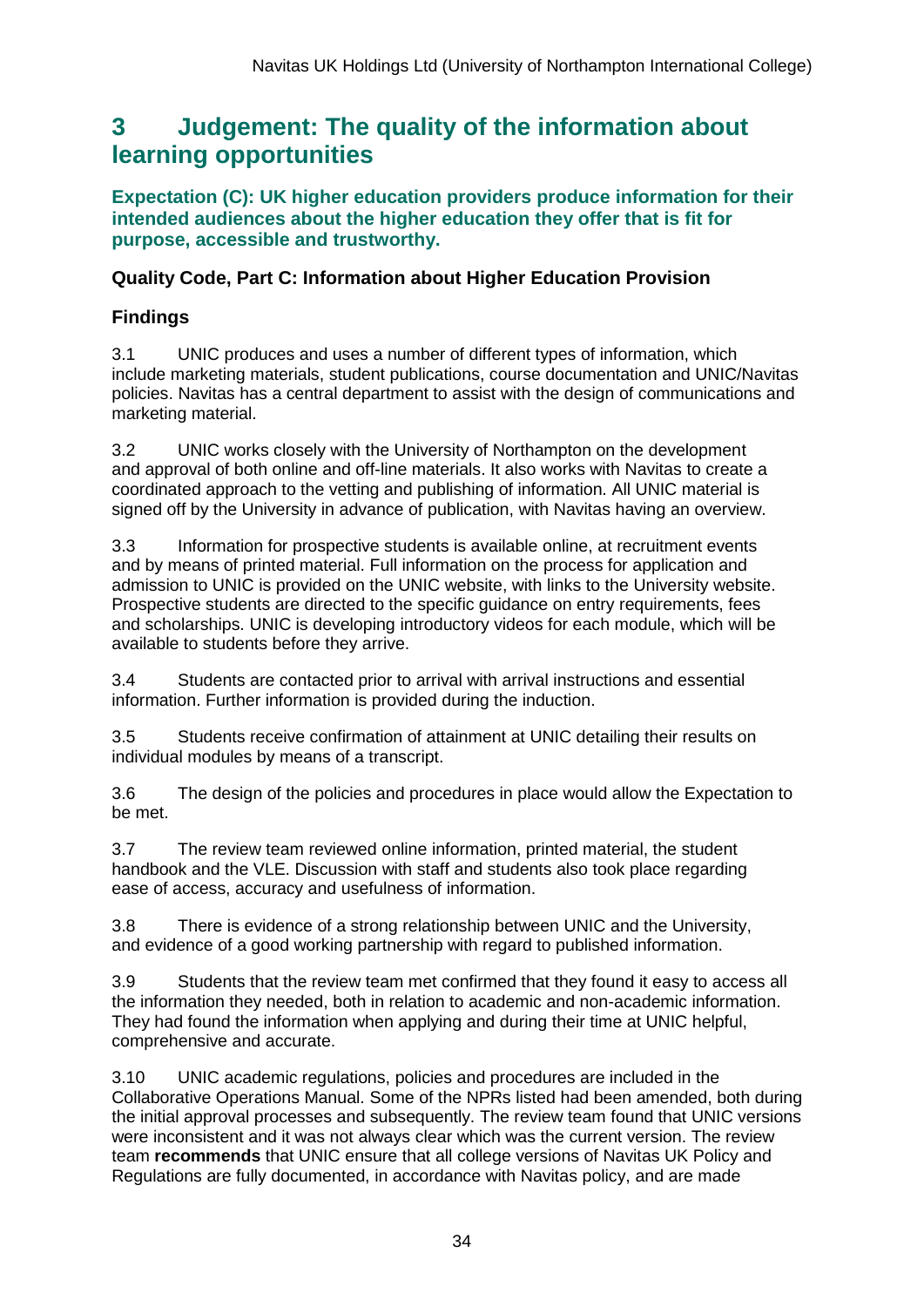## 3 Judgement: The quality of the information about learning opportunities

**Expectation (C): UK higher education providers produce information for their intended audiences about the higher education they offer that is fit for purpose, accessible and trustworthy.**

### Quality Code, Part C: Information about Higher Education Provision

### Findings

3.1 UNIC produces and uses a number of different types of information, which include marketing materials, student publications, course documentation and UNIC/Navitas policies. Navitas has a central department to assist with the design of communications and marketing material.

3.2 UNIC works closely with the University of Northampton on the development and approval of both online and off-line materials. It also works with Navitas to create a coordinated approach to the vetting and publishing of information. All UNIC material is signed off by the University in advance of publication, with Navitas having an overview.

3.3 Information for prospective students is available online, at recruitment events and by means of printed material. Full information on the process for application and admission to UNIC is provided on the UNIC website, with links to the University website. Prospective students are directed to the specific guidance on entry requirements, fees and scholarships. UNIC is developing introductory videos for each module, which will be available to students before they arrive.

3.4 Students are contacted prior to arrival with arrival instructions and essential information. Further information is provided during the induction.

3.5 Students receive confirmation of attainment at UNIC detailing their results on individual modules by means of a transcript.

3.6 The design of the policies and procedures in place would allow the Expectation to be met.

3.7 The review team reviewed online information, printed material, the student handbook and the VLE. Discussion with staff and students also took place regarding ease of access, accuracy and usefulness of information.

3.8 There is evidence of a strong relationship between UNIC and the University, and evidence of a good working partnership with regard to published information.

3.9 Students that the review team met confirmed that they found it easy to access all the information they needed, both in relation to academic and non-academic information. They had found the information when applying and during their time at UNIC helpful, comprehensive and accurate.

3.10 UNIC academic regulations, policies and procedures are included in the Collaborative Operations Manual. Some of the NPRs listed had been amended, both during the initial approval processes and subsequently. The review team found that UNIC versions were inconsistent and it was not always clear which was the current version. The review team **recommends** that UNIC ensure that all college versions of Navitas UK Policy and Regulations are fully documented, in accordance with Navitas policy, and are made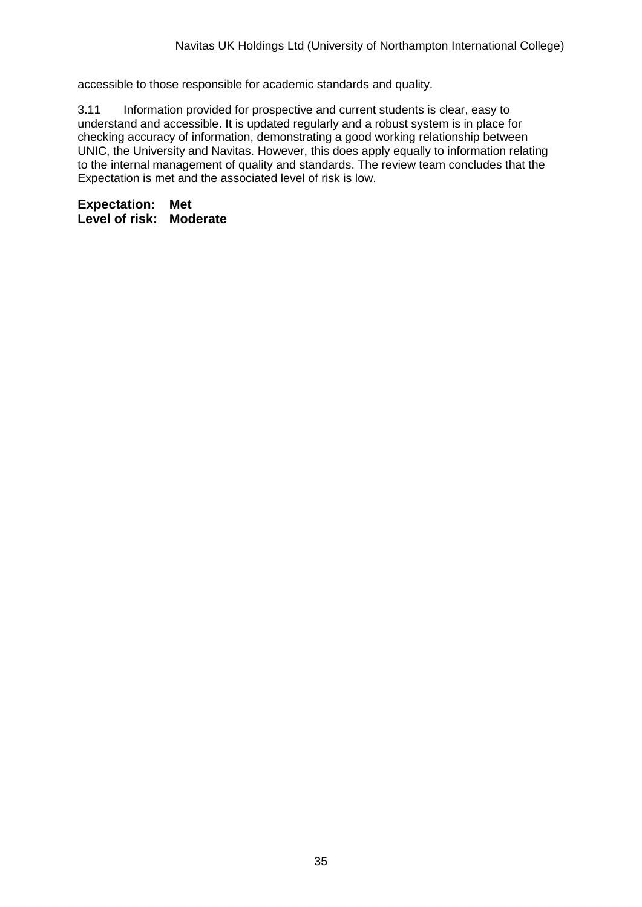accessible to those responsible for academic standards and quality.

3.11 Information provided for prospective and current students is clear, easy to understand and accessible. It is updated regularly and a robust system is in place for checking accuracy of information, demonstrating a good working relationship between UNIC, the University and Navitas. However, this does apply equally to information relating to the internal management of quality and standards. The review team concludes that the Expectation is met and the associated level of risk is low.

**Expectation: Met**
**Level of risk: Moderate**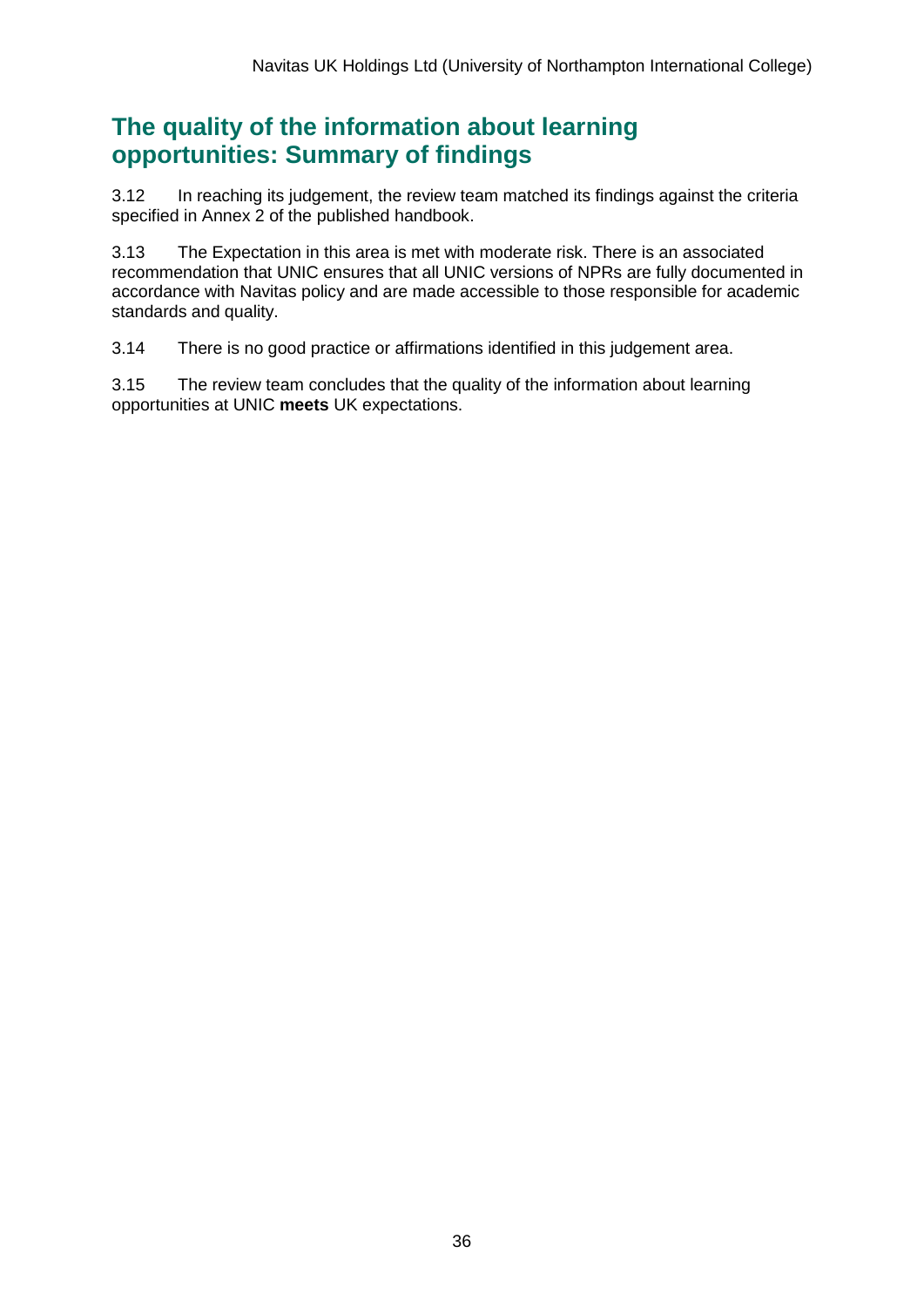## The quality of the information about learning opportunities: Summary of findings

3.12 In reaching its judgement, the review team matched its findings against the criteria specified in Annex 2 of the published handbook.

3.13 The Expectation in this area is met with moderate risk. There is an associated recommendation that UNIC ensures that all UNIC versions of NPRs are fully documented in accordance with Navitas policy and are made accessible to those responsible for academic standards and quality.

3.14 There is no good practice or affirmations identified in this judgement area.

3.15 The review team concludes that the quality of the information about learning opportunities at UNIC **meets** UK expectations.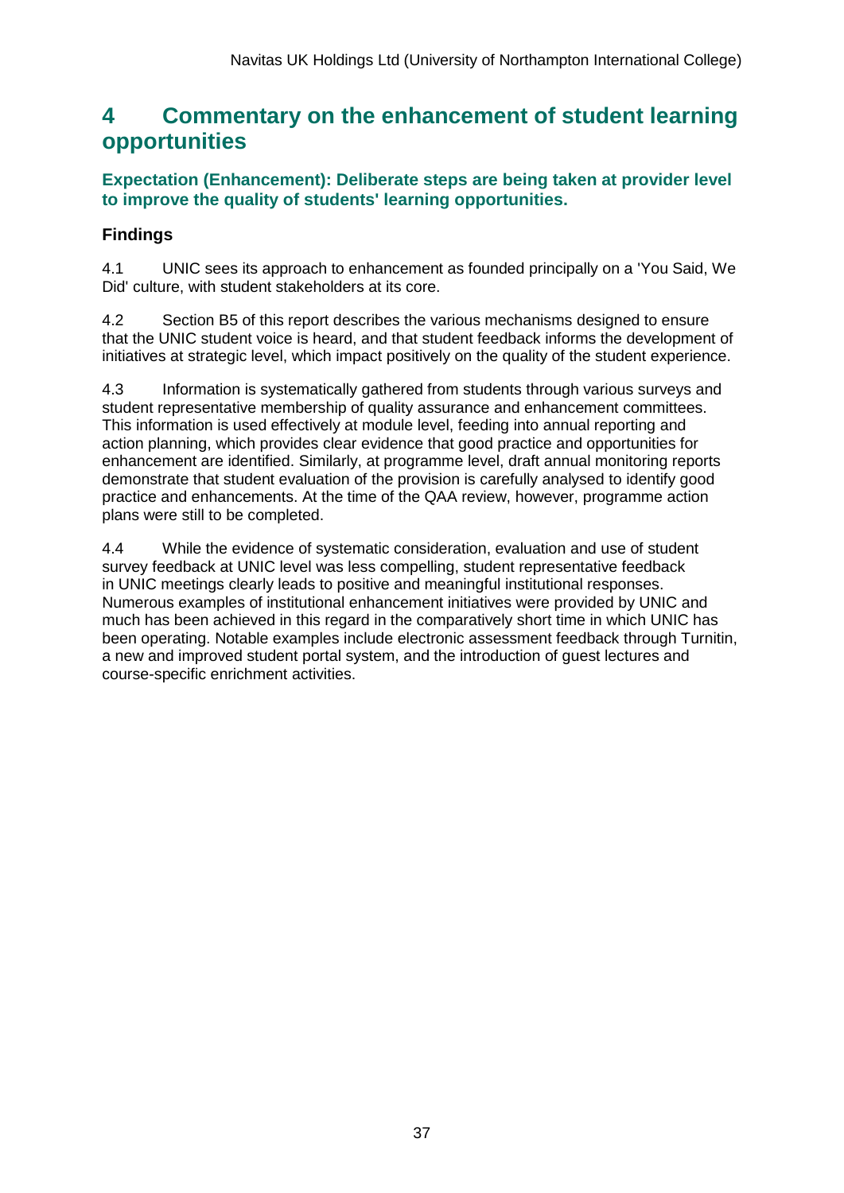# 4 Commentary on the enhancement of student learning opportunities

### Expectation (Enhancement): Deliberate steps are being taken at provider level to improve the quality of students' learning opportunities.

### Findings

4.1 UNIC sees its approach to enhancement as founded principally on a 'You Said, We Did' culture, with student stakeholders at its core.

4.2 Section B5 of this report describes the various mechanisms designed to ensure that the UNIC student voice is heard, and that student feedback informs the development of initiatives at strategic level, which impact positively on the quality of the student experience.

4.3 Information is systematically gathered from students through various surveys and student representative membership of quality assurance and enhancement committees. This information is used effectively at module level, feeding into annual reporting and action planning, which provides clear evidence that good practice and opportunities for enhancement are identified. Similarly, at programme level, draft annual monitoring reports demonstrate that student evaluation of the provision is carefully analysed to identify good practice and enhancements. At the time of the QAA review, however, programme action plans were still to be completed.

4.4 While the evidence of systematic consideration, evaluation and use of student survey feedback at UNIC level was less compelling, student representative feedback in UNIC meetings clearly leads to positive and meaningful institutional responses. Numerous examples of institutional enhancement initiatives were provided by UNIC and much has been achieved in this regard in the comparatively short time in which UNIC has been operating. Notable examples include electronic assessment feedback through Turnitin, a new and improved student portal system, and the introduction of guest lectures and course-specific enrichment activities.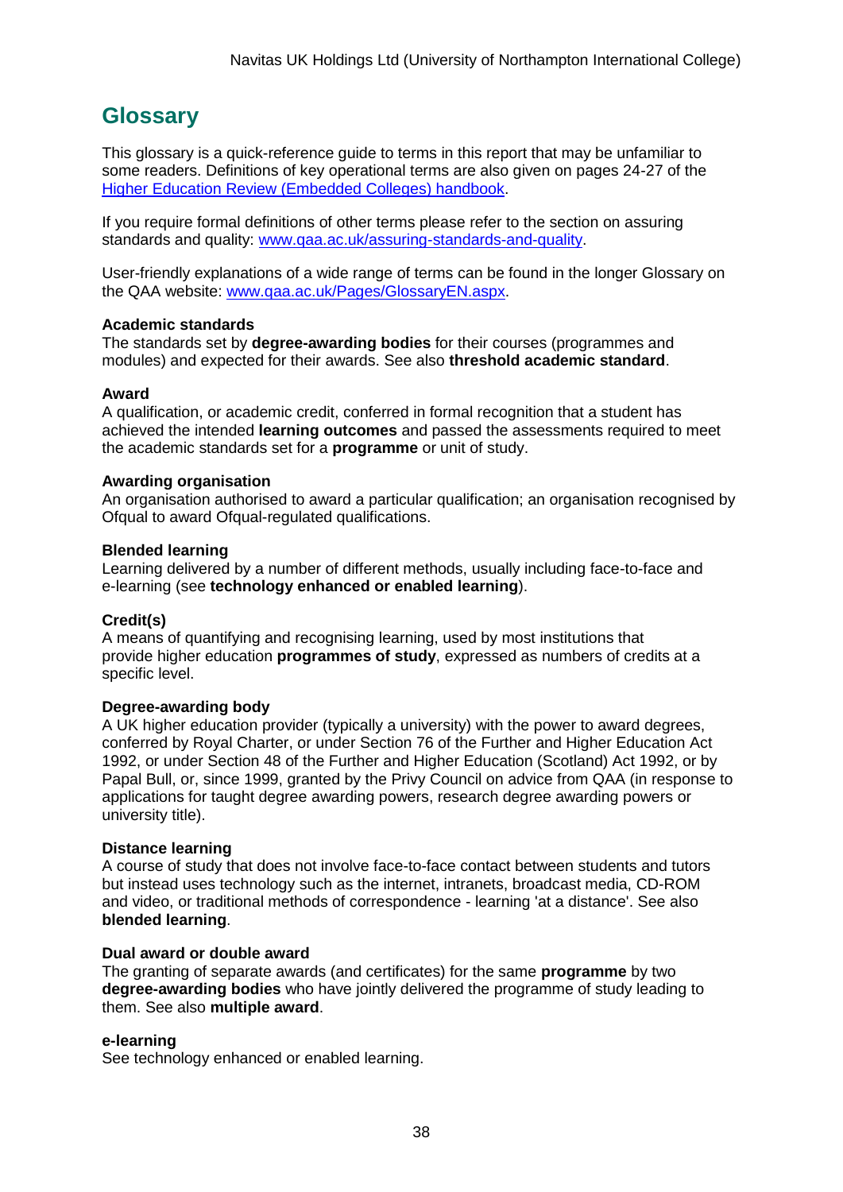## Glossary

This glossary is a quick-reference guide to terms in this report that may be unfamiliar to some readers. Definitions of key operational terms are also given on pages 24-27 of the [Higher Education Review (Embedded Colleges) handbook](Higher Education Review (Embedded Colleges) handbook).

If you require formal definitions of other terms please refer to the section on assuring standards and quality: [www.qaa.ac.uk/assuring-standards-and-quality](www.qaa.ac.uk/assuring-standards-and-quality).

User-friendly explanations of a wide range of terms can be found in the longer Glossary on the QAA website: [www.qaa.ac.uk/Pages/GlossaryEN.aspx](www.qaa.ac.uk/Pages/GlossaryEN.aspx).

**Academic standards**
The standards set by **degree-awarding bodies** for their courses (programmes and modules) and expected for their awards. See also **threshold academic standard**.

**Award**
A qualification, or academic credit, conferred in formal recognition that a student has achieved the intended **learning outcomes** and passed the assessments required to meet the academic standards set for a **programme** or unit of study.

**Awarding organisation**
An organisation authorised to award a particular qualification; an organisation recognised by Ofqual to award Ofqual-regulated qualifications.

**Blended learning**
Learning delivered by a number of different methods, usually including face-to-face and e-learning (see **technology enhanced or enabled learning**).

**Credit(s)**
A means of quantifying and recognising learning, used by most institutions that provide higher education **programmes of study**, expressed as numbers of credits at a specific level.

**Degree-awarding body**
A UK higher education provider (typically a university) with the power to award degrees, conferred by Royal Charter, or under Section 76 of the Further and Higher Education Act 1992, or under Section 48 of the Further and Higher Education (Scotland) Act 1992, or by Papal Bull, or, since 1999, granted by the Privy Council on advice from QAA (in response to applications for taught degree awarding powers, research degree awarding powers or university title).

**Distance learning**
A course of study that does not involve face-to-face contact between students and tutors but instead uses technology such as the internet, intranets, broadcast media, CD-ROM and video, or traditional methods of correspondence - learning 'at a distance'. See also **blended learning**.

**Dual award or double award**
The granting of separate awards (and certificates) for the same **programme** by two **degree-awarding bodies** who have jointly delivered the programme of study leading to them. See also **multiple award**.

**e-learning**
See technology enhanced or enabled learning.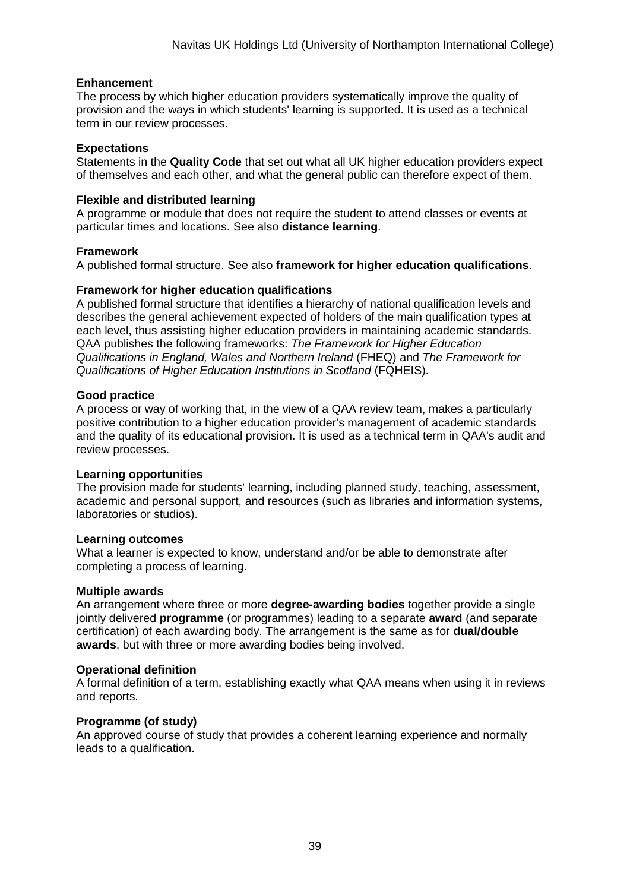**Enhancement**
The process by which higher education providers systematically improve the quality of provision and the ways in which students' learning is supported. It is used as a technical term in our review processes.

**Expectations**
Statements in the **Quality Code** that set out what all UK higher education providers expect of themselves and each other, and what the general public can therefore expect of them.

**Flexible and distributed learning**
A programme or module that does not require the student to attend classes or events at particular times and locations. See also **distance learning**.

**Framework**
A published formal structure. See also **framework for higher education qualifications**.

**Framework for higher education qualifications**
A published formal structure that identifies a hierarchy of national qualification levels and describes the general achievement expected of holders of the main qualification types at each level, thus assisting higher education providers in maintaining academic standards. QAA publishes the following frameworks: *The Framework for Higher Education Qualifications in England, Wales and Northern Ireland* (FHEQ) and *The Framework for Qualifications of Higher Education Institutions in Scotland* (FQHEIS).

**Good practice**
A process or way of working that, in the view of a QAA review team, makes a particularly positive contribution to a higher education provider's management of academic standards and the quality of its educational provision. It is used as a technical term in QAA's audit and review processes.

**Learning opportunities**
The provision made for students' learning, including planned study, teaching, assessment, academic and personal support, and resources (such as libraries and information systems, laboratories or studios).

**Learning outcomes**
What a learner is expected to know, understand and/or be able to demonstrate after completing a process of learning.

**Multiple awards**
An arrangement where three or more **degree-awarding bodies** together provide a single jointly delivered **programme** (or programmes) leading to a separate **award** (and separate certification) of each awarding body. The arrangement is the same as for **dual/double awards**, but with three or more awarding bodies being involved.

**Operational definition**
A formal definition of a term, establishing exactly what QAA means when using it in reviews and reports.

**Programme (of study)**
An approved course of study that provides a coherent learning experience and normally leads to a qualification.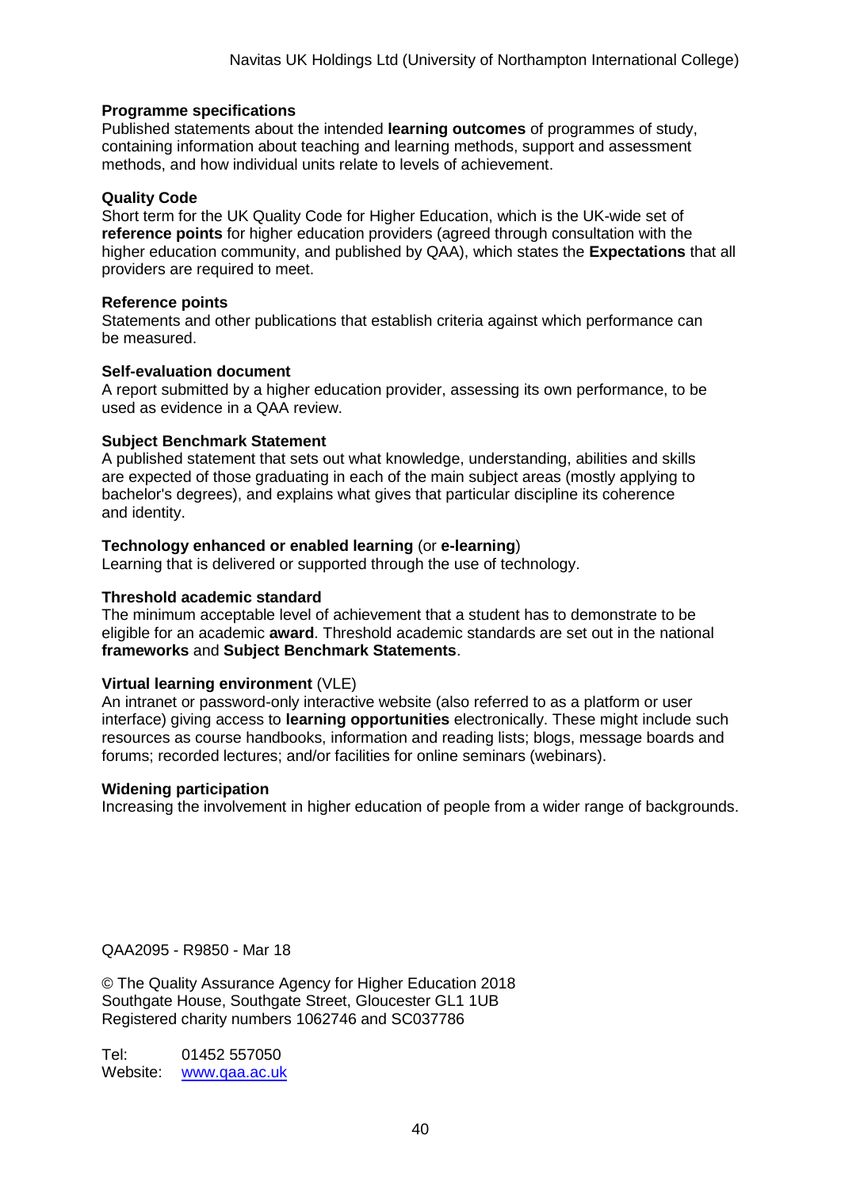**Programme specifications**
Published statements about the intended **learning outcomes** of programmes of study, containing information about teaching and learning methods, support and assessment methods, and how individual units relate to levels of achievement.

**Quality Code**
Short term for the UK Quality Code for Higher Education, which is the UK-wide set of **reference points** for higher education providers (agreed through consultation with the higher education community, and published by QAA), which states the **Expectations** that all providers are required to meet.

**Reference points**
Statements and other publications that establish criteria against which performance can be measured.

**Self-evaluation document**
A report submitted by a higher education provider, assessing its own performance, to be used as evidence in a QAA review.

**Subject Benchmark Statement**
A published statement that sets out what knowledge, understanding, abilities and skills are expected of those graduating in each of the main subject areas (mostly applying to bachelor's degrees), and explains what gives that particular discipline its coherence and identity.

**Technology enhanced or enabled learning** (or **e-learning**)
Learning that is delivered or supported through the use of technology.

**Threshold academic standard**
The minimum acceptable level of achievement that a student has to demonstrate to be eligible for an academic **award**. Threshold academic standards are set out in the national **frameworks** and **Subject Benchmark Statements**.

**Virtual learning environment** (VLE)
An intranet or password-only interactive website (also referred to as a platform or user interface) giving access to **learning opportunities** electronically. These might include such resources as course handbooks, information and reading lists; blogs, message boards and forums; recorded lectures; and/or facilities for online seminars (webinars).

**Widening participation**
Increasing the involvement in higher education of people from a wider range of backgrounds.

QAA2095 - R9850 - Mar 18

© The Quality Assurance Agency for Higher Education 2018
Southgate House, Southgate Street, Gloucester GL1 1UB
Registered charity numbers 1062746 and SC037786

Tel: 01452 557050
Website: www.qaa.ac.uk